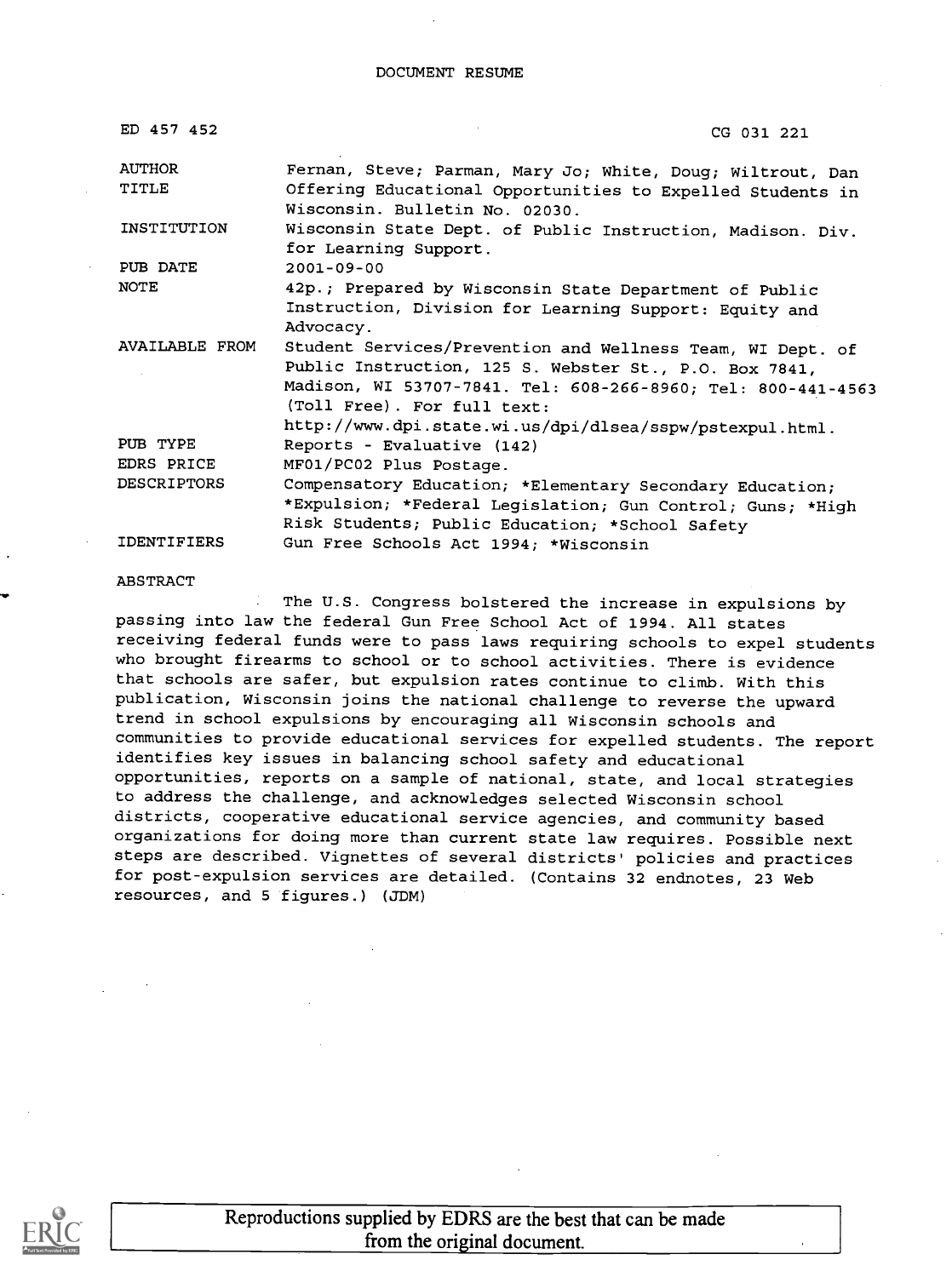DOCUMENT RESUME

| | |
|---|---|
| ED 457 452 | CG 031 221 |
| AUTHOR | Fernan, Steve; Parman, Mary Jo; White, Doug; Wiltrout, Dan |
| TITLE | Offering Educational Opportunities to Expelled Students in Wisconsin. Bulletin No. 02030. |
| INSTITUTION | Wisconsin State Dept. of Public Instruction, Madison. Div. for Learning Support. |
| PUB DATE | 2001-09-00 |
| NOTE | 42p.; Prepared by Wisconsin State Department of Public Instruction, Division for Learning Support: Equity and Advocacy. |
| AVAILABLE FROM | Student Services/Prevention and Wellness Team, WI Dept. of Public Instruction, 125 S. Webster St., P.O. Box 7841, Madison, WI 53707-7841. Tel: 608-266-8960; Tel: 800-441-4563 (Toll Free). For full text: http://www.dpi.state.wi.us/dpi/dlsea/sspw/pstexpul.html. |
| PUB TYPE | Reports - Evaluative (142) |
| EDRS PRICE | MF01/PC02 Plus Postage. |
| DESCRIPTORS | Compensatory Education; *Elementary Secondary Education; *Expulsion; *Federal Legislation; Gun Control; Guns; *High Risk Students; Public Education; *School Safety |
| IDENTIFIERS | Gun Free Schools Act 1994; *Wisconsin |

ABSTRACT

The U.S. Congress bolstered the increase in expulsions by passing into law the federal Gun Free School Act of 1994. All states receiving federal funds were to pass laws requiring schools to expel students who brought firearms to school or to school activities. There is evidence that schools are safer, but expulsion rates continue to climb. With this publication, Wisconsin joins the national challenge to reverse the upward trend in school expulsions by encouraging all Wisconsin schools and communities to provide educational services for expelled students. The report identifies key issues in balancing school safety and educational opportunities, reports on a sample of national, state, and local strategies to address the challenge, and acknowledges selected Wisconsin school districts, cooperative educational service agencies, and community based organizations for doing more than current state law requires. Possible next steps are described. Vignettes of several districts' policies and practices for post-expulsion services are detailed. (Contains 32 endnotes, 23 Web resources, and 5 figures.) (JDM)

Reproductions supplied by EDRS are the best that can be made from the original document.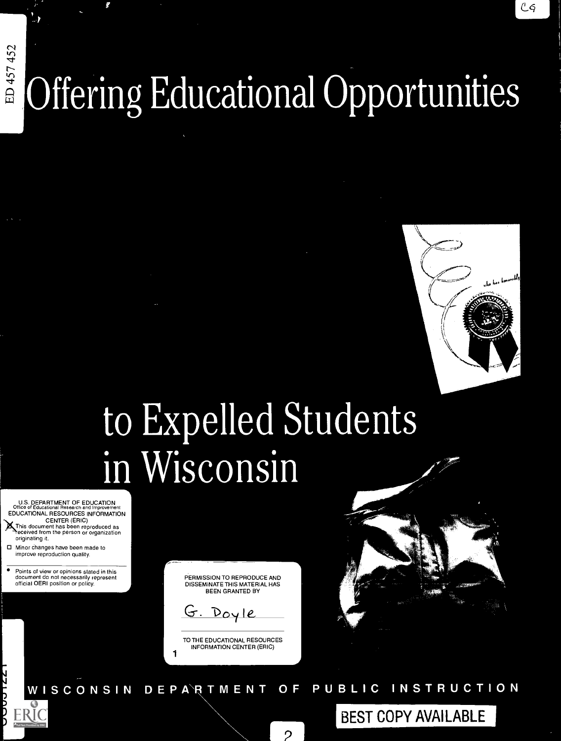# Offering Educational Opportunities to Expelled Students in Wisconsin

U.S. DEPARTMENT OF EDUCATION
Office of Educational Research and Improvement
EDUCATIONAL RESOURCES INFORMATION CENTER (ERIC)

- [x] This document has been reproduced as received from the person or organization originating it.
- [ ] Minor changes have been made to improve reproduction quality.

- Points of view or opinions stated in this document do not necessarily represent official OERI position or policy.

PERMISSION TO REPRODUCE AND DISSEMINATE THIS MATERIAL HAS BEEN GRANTED BY

G. Doyle

TO THE EDUCATIONAL RESOURCES INFORMATION CENTER (ERIC)

WISCONSIN DEPARTMENT OF PUBLIC INSTRUCTION

BEST COPY AVAILABLE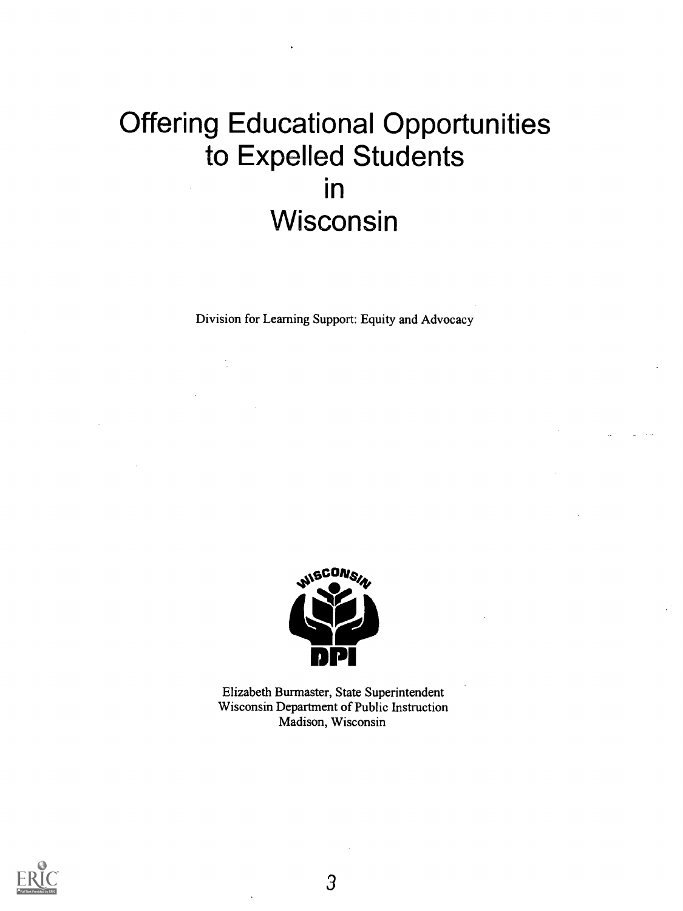# Offering Educational Opportunities to Expelled Students in Wisconsin

Division for Learning Support: Equity and Advocacy

Elizabeth Burmaster, State Superintendent
Wisconsin Department of Public Instruction
Madison, Wisconsin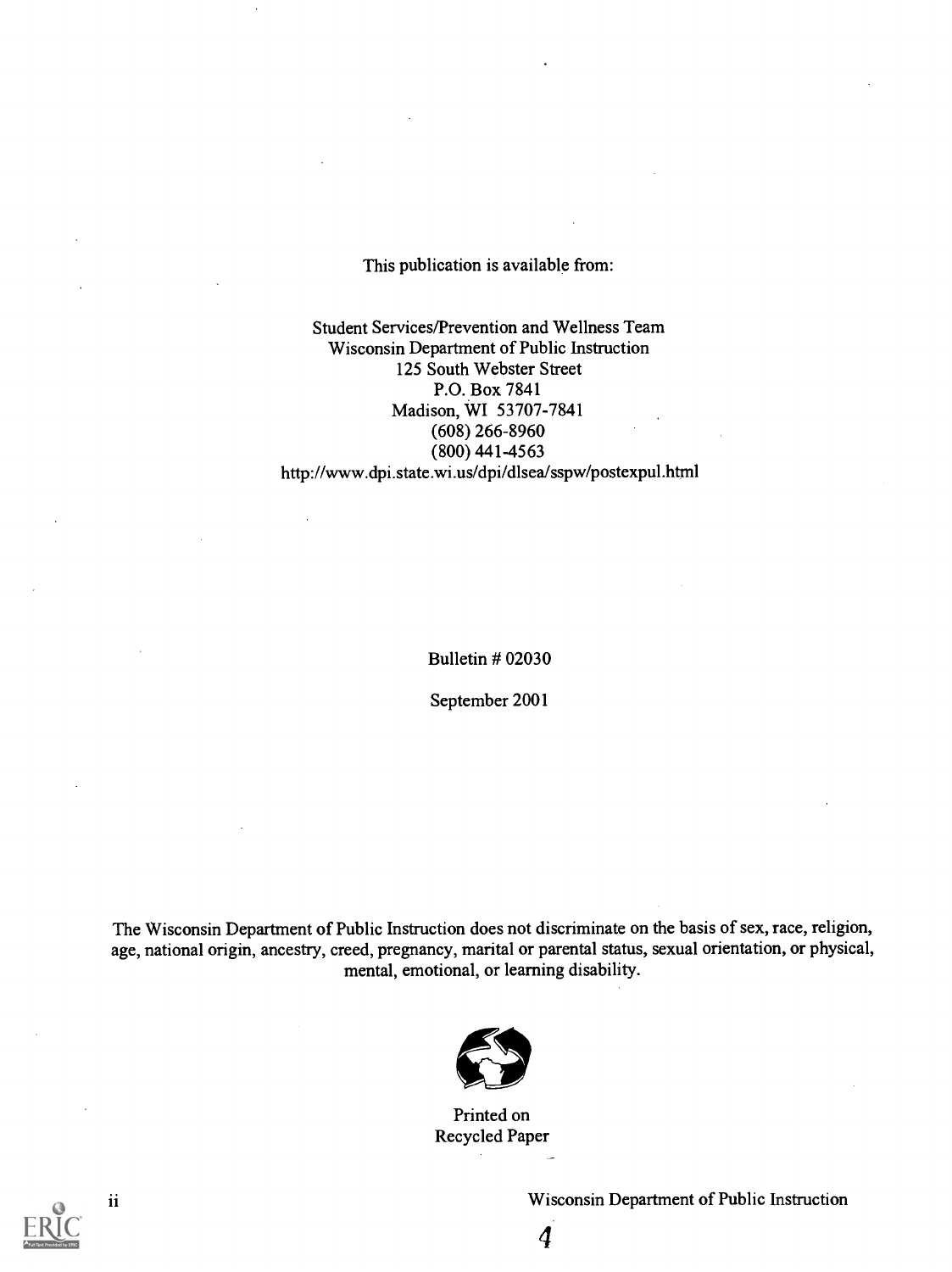This publication is available from:

Student Services/Prevention and Wellness Team
Wisconsin Department of Public Instruction
125 South Webster Street
P.O. Box 7841
Madison, WI 53707-7841
(608) 266-8960
(800) 441-4563
http://www.dpi.state.wi.us/dpi/dlsea/sspw/postexpul.html

Bulletin # 02030

September 2001

The Wisconsin Department of Public Instruction does not discriminate on the basis of sex, race, religion, age, national origin, ancestry, creed, pregnancy, marital or parental status, sexual orientation, or physical, mental, emotional, or learning disability.

Printed on
Recycled Paper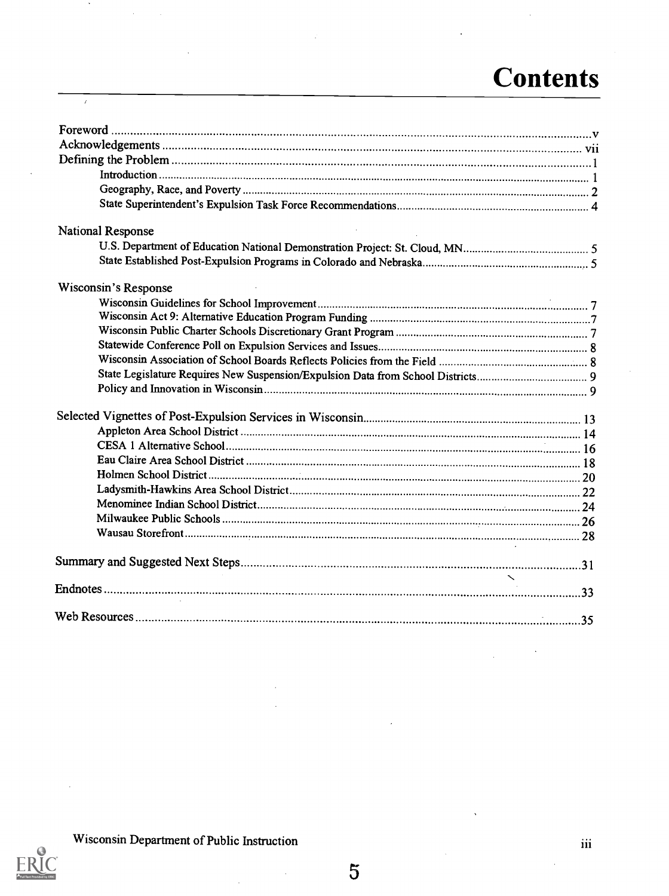# Contents

- Foreword ..... v
- Acknowledgements ..... vii
- Defining the Problem ..... 1
  - Introduction ..... 1
  - Geography, Race, and Poverty ..... 2
  - State Superintendent's Expulsion Task Force Recommendations ..... 4

National Response

- U.S. Department of Education National Demonstration Project: St. Cloud, MN ..... 5
- State Established Post-Expulsion Programs in Colorado and Nebraska ..... 5

Wisconsin's Response

- Wisconsin Guidelines for School Improvement ..... 7
- Wisconsin Act 9: Alternative Education Program Funding ..... 7
- Wisconsin Public Charter Schools Discretionary Grant Program ..... 7
- Statewide Conference Poll on Expulsion Services and Issues ..... 8
- Wisconsin Association of School Boards Reflects Policies from the Field ..... 8
- State Legislature Requires New Suspension/Expulsion Data from School Districts ..... 9
- Policy and Innovation in Wisconsin ..... 9

Selected Vignettes of Post-Expulsion Services in Wisconsin ..... 13

- Appleton Area School District ..... 14
- CESA 1 Alternative School ..... 16
- Eau Claire Area School District ..... 18
- Holmen School District ..... 20
- Ladysmith-Hawkins Area School District ..... 22
- Menominee Indian School District ..... 24
- Milwaukee Public Schools ..... 26
- Wausau Storefront ..... 28

Summary and Suggested Next Steps ..... 31

Endnotes ..... 33

Web Resources ..... 35

Wisconsin Department of Public Instruction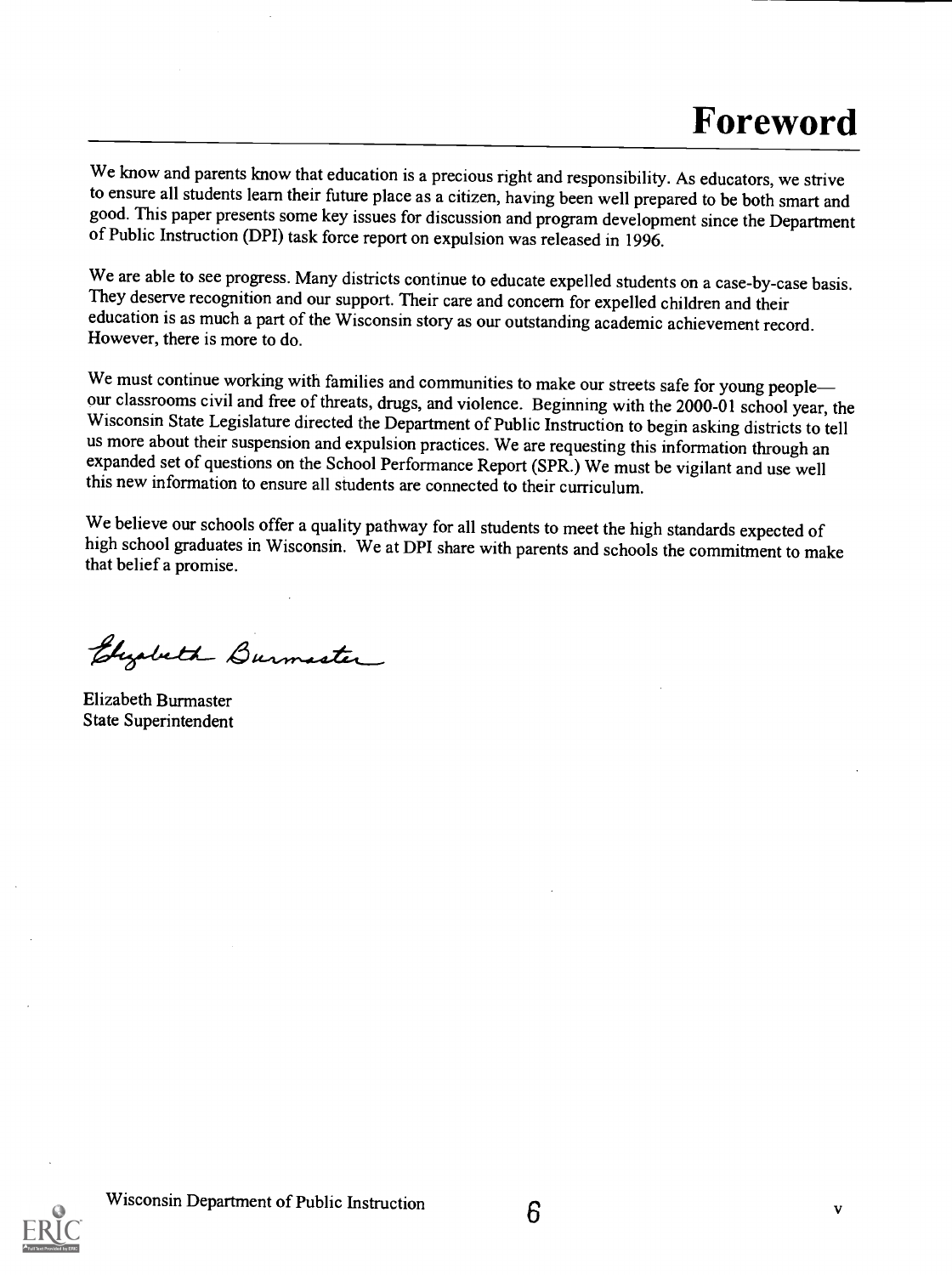# Foreword

We know and parents know that education is a precious right and responsibility. As educators, we strive to ensure all students learn their future place as a citizen, having been well prepared to be both smart and good. This paper presents some key issues for discussion and program development since the Department of Public Instruction (DPI) task force report on expulsion was released in 1996.

We are able to see progress. Many districts continue to educate expelled students on a case-by-case basis. They deserve recognition and our support. Their care and concern for expelled children and their education is as much a part of the Wisconsin story as our outstanding academic achievement record. However, there is more to do.

We must continue working with families and communities to make our streets safe for young people—our classrooms civil and free of threats, drugs, and violence. Beginning with the 2000-01 school year, the Wisconsin State Legislature directed the Department of Public Instruction to begin asking districts to tell us more about their suspension and expulsion practices. We are requesting this information through an expanded set of questions on the School Performance Report (SPR.) We must be vigilant and use well this new information to ensure all students are connected to their curriculum.

We believe our schools offer a quality pathway for all students to meet the high standards expected of high school graduates in Wisconsin. We at DPI share with parents and schools the commitment to make that belief a promise.

Elizabeth Burmaster

Elizabeth Burmaster
State Superintendent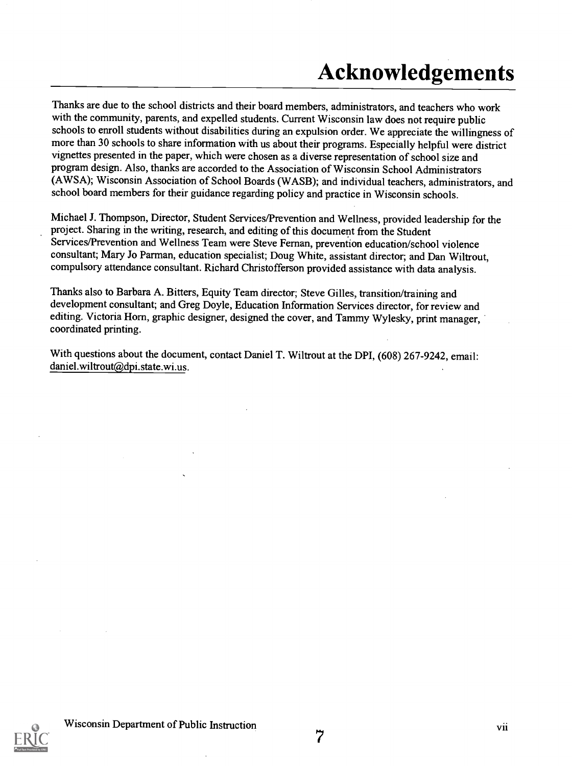# Acknowledgements

Thanks are due to the school districts and their board members, administrators, and teachers who work with the community, parents, and expelled students. Current Wisconsin law does not require public schools to enroll students without disabilities during an expulsion order. We appreciate the willingness of more than 30 schools to share information with us about their programs. Especially helpful were district vignettes presented in the paper, which were chosen as a diverse representation of school size and program design. Also, thanks are accorded to the Association of Wisconsin School Administrators (AWSA); Wisconsin Association of School Boards (WASB); and individual teachers, administrators, and school board members for their guidance regarding policy and practice in Wisconsin schools.

Michael J. Thompson, Director, Student Services/Prevention and Wellness, provided leadership for the project. Sharing in the writing, research, and editing of this document from the Student Services/Prevention and Wellness Team were Steve Fernan, prevention education/school violence consultant; Mary Jo Parman, education specialist; Doug White, assistant director; and Dan Wiltrout, compulsory attendance consultant. Richard Christofferson provided assistance with data analysis.

Thanks also to Barbara A. Bitters, Equity Team director; Steve Gilles, transition/training and development consultant; and Greg Doyle, Education Information Services director, for review and editing. Victoria Horn, graphic designer, designed the cover, and Tammy Wylesky, print manager, coordinated printing.

With questions about the document, contact Daniel T. Wiltrout at the DPI, (608) 267-9242, email: daniel.wiltrout@dpi.state.wi.us.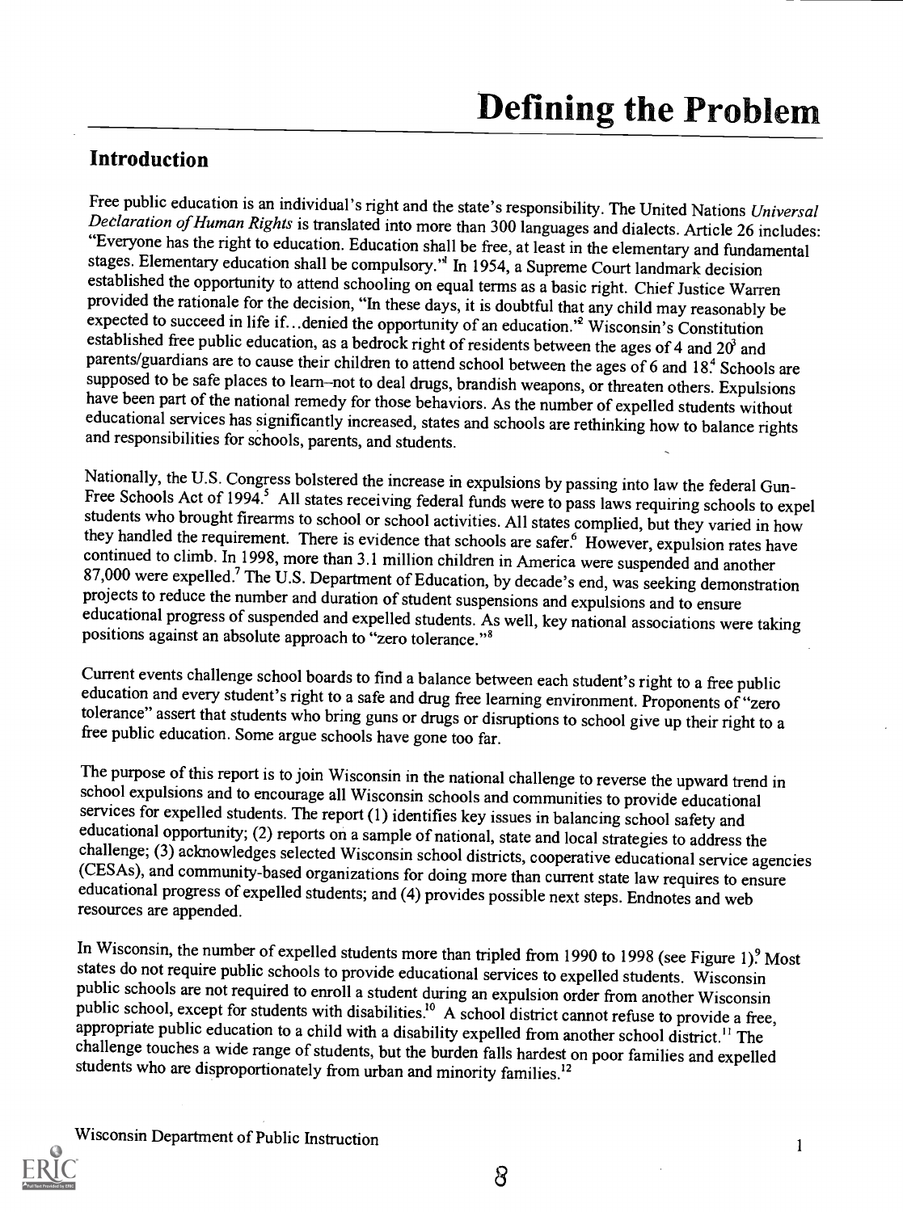# Defining the Problem

## Introduction

Free public education is an individual's right and the state's responsibility. The United Nations *Universal Declaration of Human Rights* is translated into more than 300 languages and dialects. Article 26 includes: "Everyone has the right to education. Education shall be free, at least in the elementary and fundamental stages. Elementary education shall be compulsory."[1] In 1954, a Supreme Court landmark decision established the opportunity to attend schooling on equal terms as a basic right. Chief Justice Warren provided the rationale for the decision, "In these days, it is doubtful that any child may reasonably be expected to succeed in life if...denied the opportunity of an education."[2] Wisconsin's Constitution established free public education, as a bedrock right of residents between the ages of 4 and 20[3] and parents/guardians are to cause their children to attend school between the ages of 6 and 18.[4] Schools are supposed to be safe places to learn--not to deal drugs, brandish weapons, or threaten others. Expulsions have been part of the national remedy for those behaviors. As the number of expelled students without educational services has significantly increased, states and schools are rethinking how to balance rights and responsibilities for schools, parents, and students.

Nationally, the U.S. Congress bolstered the increase in expulsions by passing into law the federal Gun-Free Schools Act of 1994.[5] All states receiving federal funds were to pass laws requiring schools to expel students who brought firearms to school or school activities. All states complied, but they varied in how they handled the requirement. There is evidence that schools are safer.[6] However, expulsion rates have continued to climb. In 1998, more than 3.1 million children in America were suspended and another 87,000 were expelled.[7] The U.S. Department of Education, by decade's end, was seeking demonstration projects to reduce the number and duration of student suspensions and expulsions and to ensure educational progress of suspended and expelled students. As well, key national associations were taking positions against an absolute approach to "zero tolerance."[8]

Current events challenge school boards to find a balance between each student's right to a free public education and every student's right to a safe and drug free learning environment. Proponents of "zero tolerance" assert that students who bring guns or drugs or disruptions to school give up their right to a free public education. Some argue schools have gone too far.

The purpose of this report is to join Wisconsin in the national challenge to reverse the upward trend in school expulsions and to encourage all Wisconsin schools and communities to provide educational services for expelled students. The report (1) identifies key issues in balancing school safety and educational opportunity; (2) reports on a sample of national, state and local strategies to address the challenge; (3) acknowledges selected Wisconsin school districts, cooperative educational service agencies (CESAs), and community-based organizations for doing more than current state law requires to ensure educational progress of expelled students; and (4) provides possible next steps. Endnotes and web resources are appended.

In Wisconsin, the number of expelled students more than tripled from 1990 to 1998 (see Figure 1).[9] Most states do not require public schools to provide educational services to expelled students. Wisconsin public schools are not required to enroll a student during an expulsion order from another Wisconsin public school, except for students with disabilities.[10] A school district cannot refuse to provide a free, appropriate public education to a child with a disability expelled from another school district.[11] The challenge touches a wide range of students, but the burden falls hardest on poor families and expelled students who are disproportionately from urban and minority families.[12]

Wisconsin Department of Public Instruction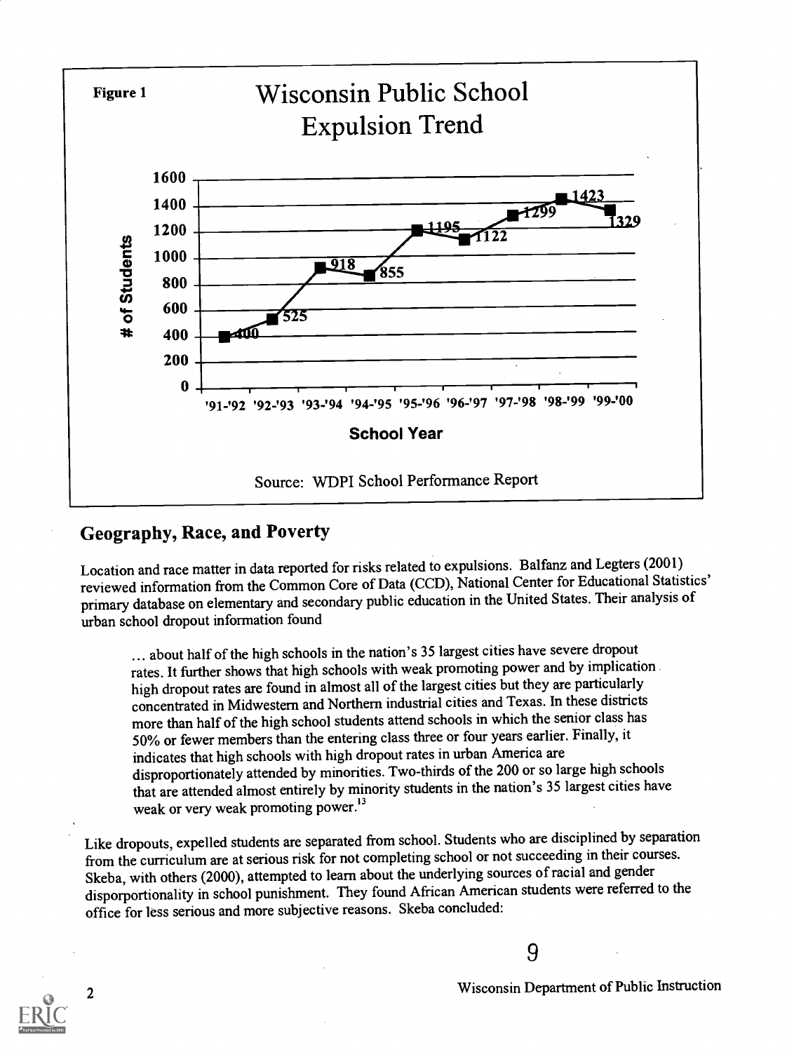**Figure 1**

**Wisconsin Public School Expulsion Trend**

| School Year | # of Students |
|---|---|
| '91-'92 | 400 |
| '92-'93 | 525 |
| '93-'94 | 918 |
| '94-'95 | 855 |
| '95-'96 | 1195 |
| '96-'97 | 1122 |
| '97-'98 | 1299 |
| '98-'99 | 1423 |
| '99-'00 | 1329 |

Source: WDPI School Performance Report

## Geography, Race, and Poverty

Location and race matter in data reported for risks related to expulsions. Balfanz and Legters (2001) reviewed information from the Common Core of Data (CCD), National Center for Educational Statistics' primary database on elementary and secondary public education in the United States. Their analysis of urban school dropout information found

> ... about half of the high schools in the nation's 35 largest cities have severe dropout rates. It further shows that high schools with weak promoting power and by implication high dropout rates are found in almost all of the largest cities but they are particularly concentrated in Midwestern and Northern industrial cities and Texas. In these districts more than half of the high school students attend schools in which the senior class has 50% or fewer members than the entering class three or four years earlier. Finally, it indicates that high schools with high dropout rates in urban America are disproportionately attended by minorities. Two-thirds of the 200 or so large high schools that are attended almost entirely by minority students in the nation's 35 largest cities have weak or very weak promoting power.[13]

Like dropouts, expelled students are separated from school. Students who are disciplined by separation from the curriculum are at serious risk for not completing school or not succeeding in their courses. Skeba, with others (2000), attempted to learn about the underlying sources of racial and gender disporportionality in school punishment. They found African American students were referred to the office for less serious and more subjective reasons. Skeba concluded: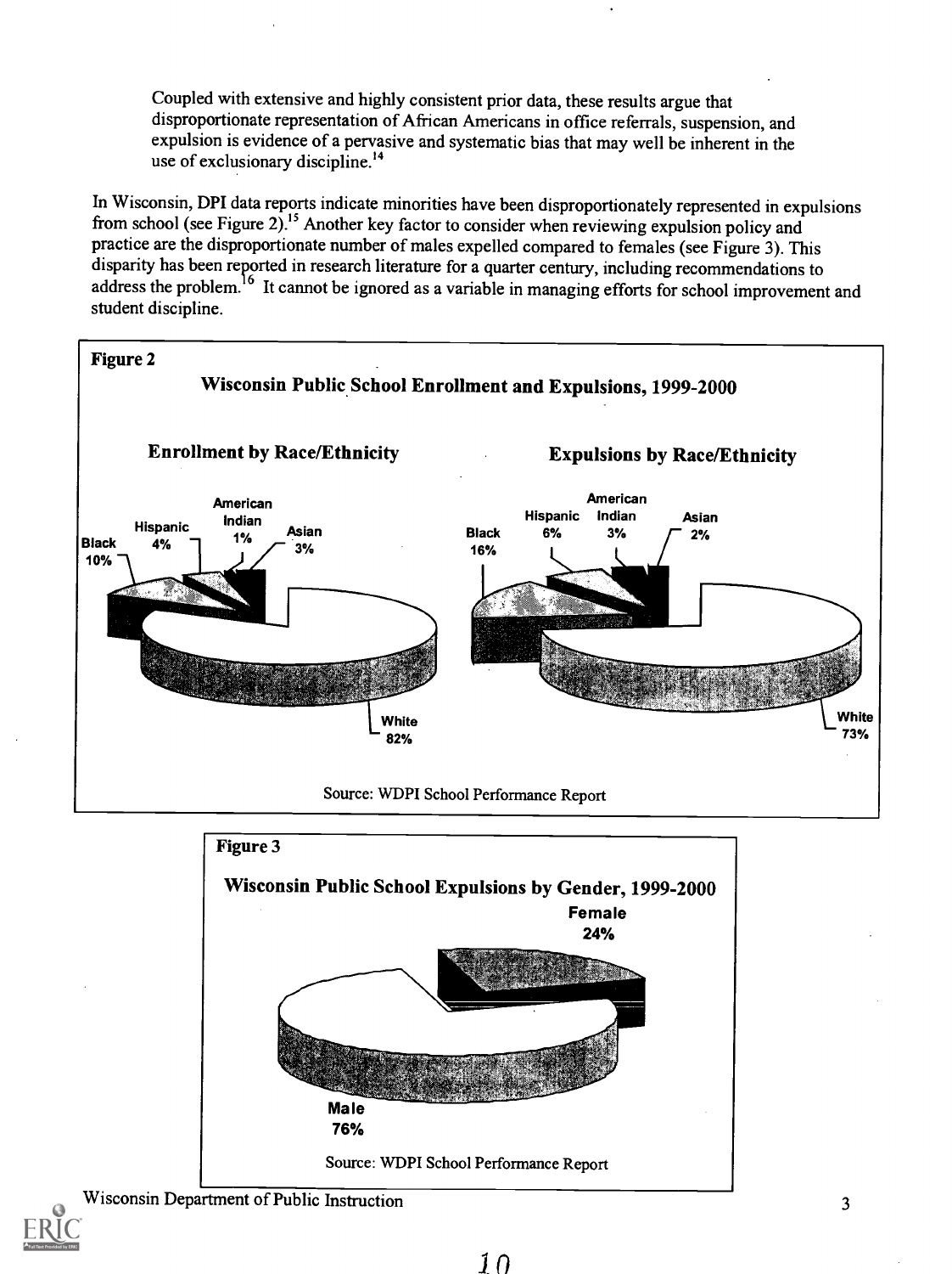Coupled with extensive and highly consistent prior data, these results argue that disproportionate representation of African Americans in office referrals, suspension, and expulsion is evidence of a pervasive and systematic bias that may well be inherent in the use of exclusionary discipline.[14]

In Wisconsin, DPI data reports indicate minorities have been disproportionately represented in expulsions from school (see Figure 2).[15] Another key factor to consider when reviewing expulsion policy and practice are the disproportionate number of males expelled compared to females (see Figure 3). This disparity has been reported in research literature for a quarter century, including recommendations to address the problem.[16] It cannot be ignored as a variable in managing efforts for school improvement and student discipline.

**Figure 2**

**Wisconsin Public School Enrollment and Expulsions, 1999-2000**

**Enrollment by Race/Ethnicity**

| Race/Ethnicity | Percent |
|---|---|
| Black | 10% |
| Hispanic | 4% |
| American Indian | 1% |
| Asian | 3% |
| White | 82% |

**Expulsions by Race/Ethnicity**

| Race/Ethnicity | Percent |
|---|---|
| Black | 16% |
| Hispanic | 6% |
| American Indian | 3% |
| Asian | 2% |
| White | 73% |

Source: WDPI School Performance Report

**Figure 3**

**Wisconsin Public School Expulsions by Gender, 1999-2000**

| Gender | Percent |
|---|---|
| Female | 24% |
| Male | 76% |

Source: WDPI School Performance Report

Wisconsin Department of Public Instruction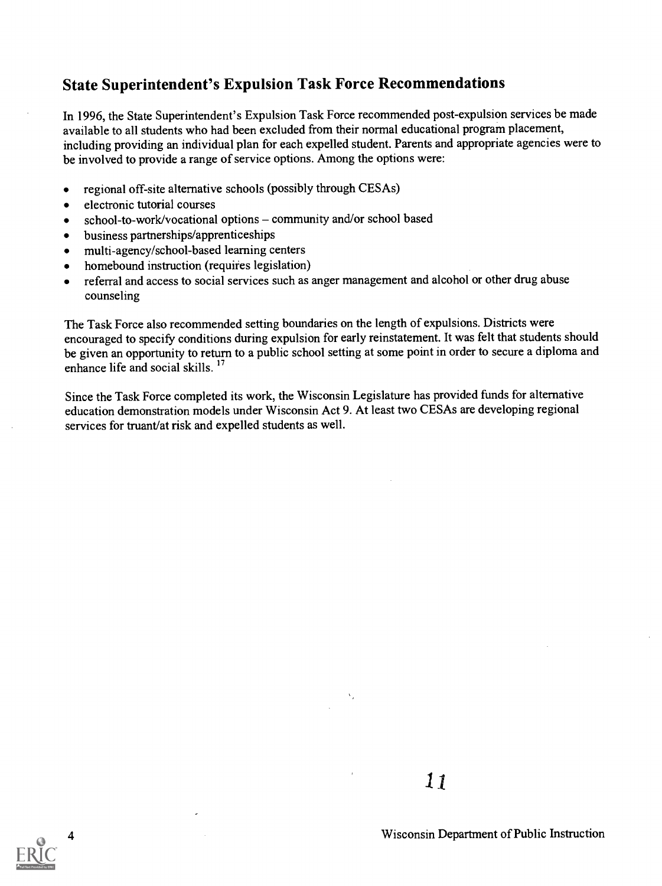## State Superintendent's Expulsion Task Force Recommendations

In 1996, the State Superintendent's Expulsion Task Force recommended post-expulsion services be made available to all students who had been excluded from their normal educational program placement, including providing an individual plan for each expelled student. Parents and appropriate agencies were to be involved to provide a range of service options. Among the options were:

- regional off-site alternative schools (possibly through CESAs)
- electronic tutorial courses
- school-to-work/vocational options – community and/or school based
- business partnerships/apprenticeships
- multi-agency/school-based learning centers
- homebound instruction (requires legislation)
- referral and access to social services such as anger management and alcohol or other drug abuse counseling

The Task Force also recommended setting boundaries on the length of expulsions. Districts were encouraged to specify conditions during expulsion for early reinstatement. It was felt that students should be given an opportunity to return to a public school setting at some point in order to secure a diploma and enhance life and social skills. [17]

Since the Task Force completed its work, the Wisconsin Legislature has provided funds for alternative education demonstration models under Wisconsin Act 9. At least two CESAs are developing regional services for truant/at risk and expelled students as well.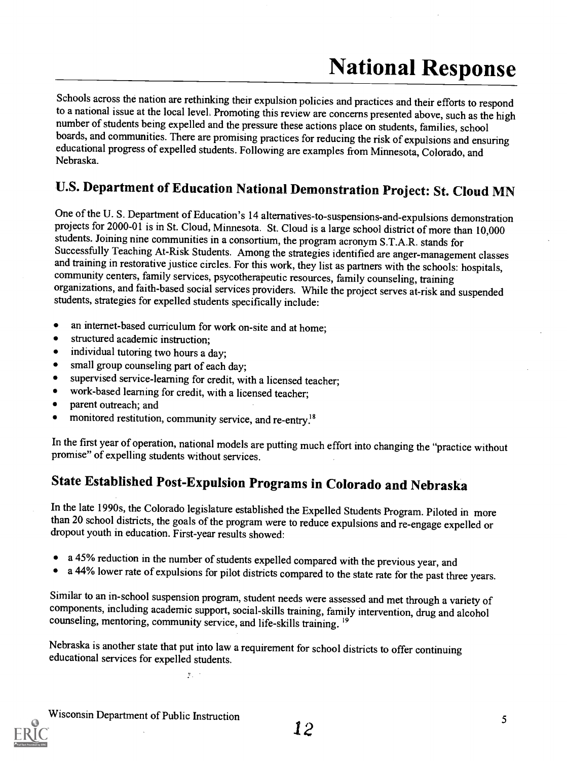# National Response

Schools across the nation are rethinking their expulsion policies and practices and their efforts to respond to a national issue at the local level. Promoting this review are concerns presented above, such as the high number of students being expelled and the pressure these actions place on students, families, school boards, and communities. There are promising practices for reducing the risk of expulsions and ensuring educational progress of expelled students. Following are examples from Minnesota, Colorado, and Nebraska.

## U.S. Department of Education National Demonstration Project: St. Cloud MN

One of the U. S. Department of Education's 14 alternatives-to-suspensions-and-expulsions demonstration projects for 2000-01 is in St. Cloud, Minnesota. St. Cloud is a large school district of more than 10,000 students. Joining nine communities in a consortium, the program acronym S.T.A.R. stands for Successfully Teaching At-Risk Students. Among the strategies identified are anger-management classes and training in restorative justice circles. For this work, they list as partners with the schools: hospitals, community centers, family services, psycotherapeutic resources, family counseling, training organizations, and faith-based social services providers. While the project serves at-risk and suspended students, strategies for expelled students specifically include:

- an internet-based curriculum for work on-site and at home;
- structured academic instruction;
- individual tutoring two hours a day;
- small group counseling part of each day;
- supervised service-learning for credit, with a licensed teacher;
- work-based learning for credit, with a licensed teacher;
- parent outreach; and
- monitored restitution, community service, and re-entry.[18]

In the first year of operation, national models are putting much effort into changing the "practice without promise" of expelling students without services.

## State Established Post-Expulsion Programs in Colorado and Nebraska

In the late 1990s, the Colorado legislature established the Expelled Students Program. Piloted in more than 20 school districts, the goals of the program were to reduce expulsions and re-engage expelled or dropout youth in education. First-year results showed:

- a 45% reduction in the number of students expelled compared with the previous year, and
- a 44% lower rate of expulsions for pilot districts compared to the state rate for the past three years.

Similar to an in-school suspension program, student needs were assessed and met through a variety of components, including academic support, social-skills training, family intervention, drug and alcohol counseling, mentoring, community service, and life-skills training.[19]

Nebraska is another state that put into law a requirement for school districts to offer continuing educational services for expelled students.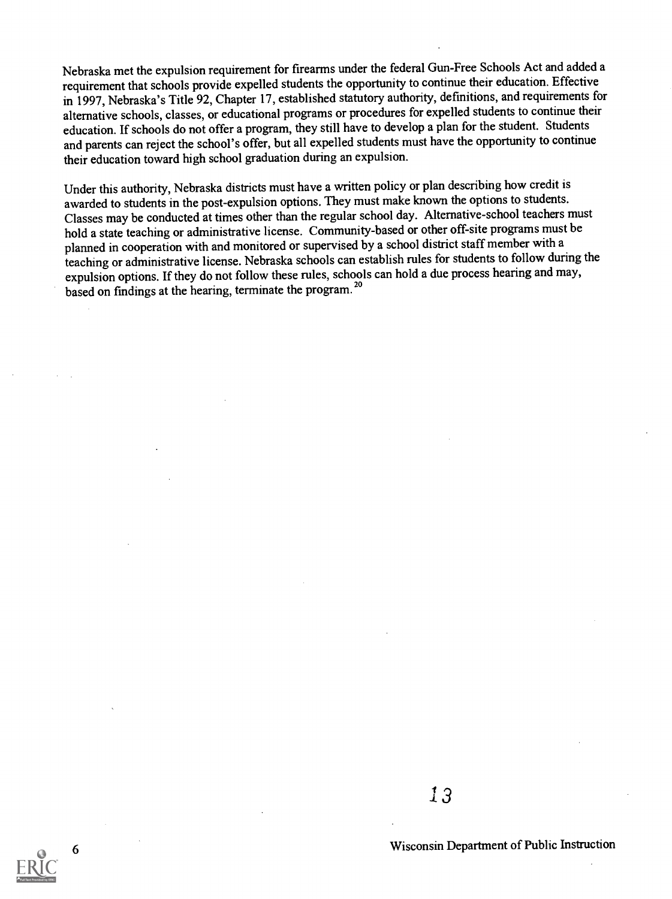Nebraska met the expulsion requirement for firearms under the federal Gun-Free Schools Act and added a requirement that schools provide expelled students the opportunity to continue their education. Effective in 1997, Nebraska's Title 92, Chapter 17, established statutory authority, definitions, and requirements for alternative schools, classes, or educational programs or procedures for expelled students to continue their education. If schools do not offer a program, they still have to develop a plan for the student. Students and parents can reject the school's offer, but all expelled students must have the opportunity to continue their education toward high school graduation during an expulsion.

Under this authority, Nebraska districts must have a written policy or plan describing how credit is awarded to students in the post-expulsion options. They must make known the options to students. Classes may be conducted at times other than the regular school day. Alternative-school teachers must hold a state teaching or administrative license. Community-based or other off-site programs must be planned in cooperation with and monitored or supervised by a school district staff member with a teaching or administrative license. Nebraska schools can establish rules for students to follow during the expulsion options. If they do not follow these rules, schools can hold a due process hearing and may, based on findings at the hearing, terminate the program.[20]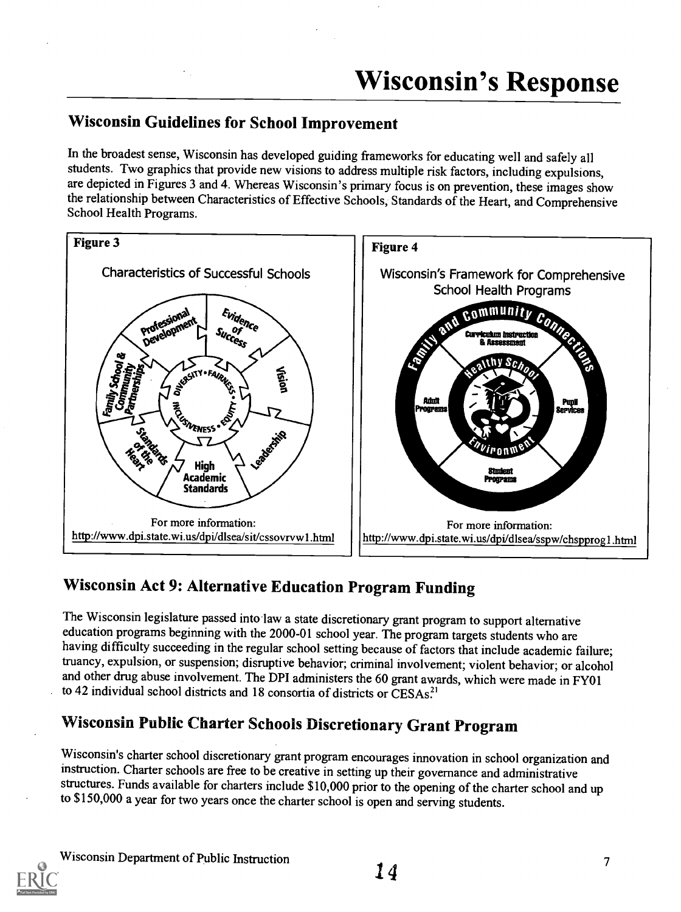# Wisconsin's Response

## Wisconsin Guidelines for School Improvement

In the broadest sense, Wisconsin has developed guiding frameworks for educating well and safely all students. Two graphics that provide new visions to address multiple risk factors, including expulsions, are depicted in Figures 3 and 4. Whereas Wisconsin's primary focus is on prevention, these images show the relationship between Characteristics of Effective Schools, Standards of the Heart, and Comprehensive School Health Programs.

**Figure 3**

Characteristics of Successful Schools

Professional Development; Evidence of Success; Vision; Leadership; High Academic Standards; Standards of the Heart; Family School & Community Partnerships; Diversity • Fairness • Equity • Inclusiveness

For more information:
http://www.dpi.state.wi.us/dpi/dlsea/sit/cssovrvw1.html

**Figure 4**

Wisconsin's Framework for Comprehensive School Health Programs

Family and Community Connections; Curriculum Instruction & Assessment; Adult Programs; Pupil Services; Student Programs; Healthy School Environment

For more information:
http://www.dpi.state.wi.us/dpi/dlsea/sspw/chspprog1.html

## Wisconsin Act 9: Alternative Education Program Funding

The Wisconsin legislature passed into law a state discretionary grant program to support alternative education programs beginning with the 2000-01 school year. The program targets students who are having difficulty succeeding in the regular school setting because of factors that include academic failure; truancy, expulsion, or suspension; disruptive behavior; criminal involvement; violent behavior; or alcohol and other drug abuse involvement. The DPI administers the 60 grant awards, which were made in FY01 to 42 individual school districts and 18 consortia of districts or CESAs.[21]

## Wisconsin Public Charter Schools Discretionary Grant Program

Wisconsin's charter school discretionary grant program encourages innovation in school organization and instruction. Charter schools are free to be creative in setting up their governance and administrative structures. Funds available for charters include $10,000 prior to the opening of the charter school and up to $150,000 a year for two years once the charter school is open and serving students.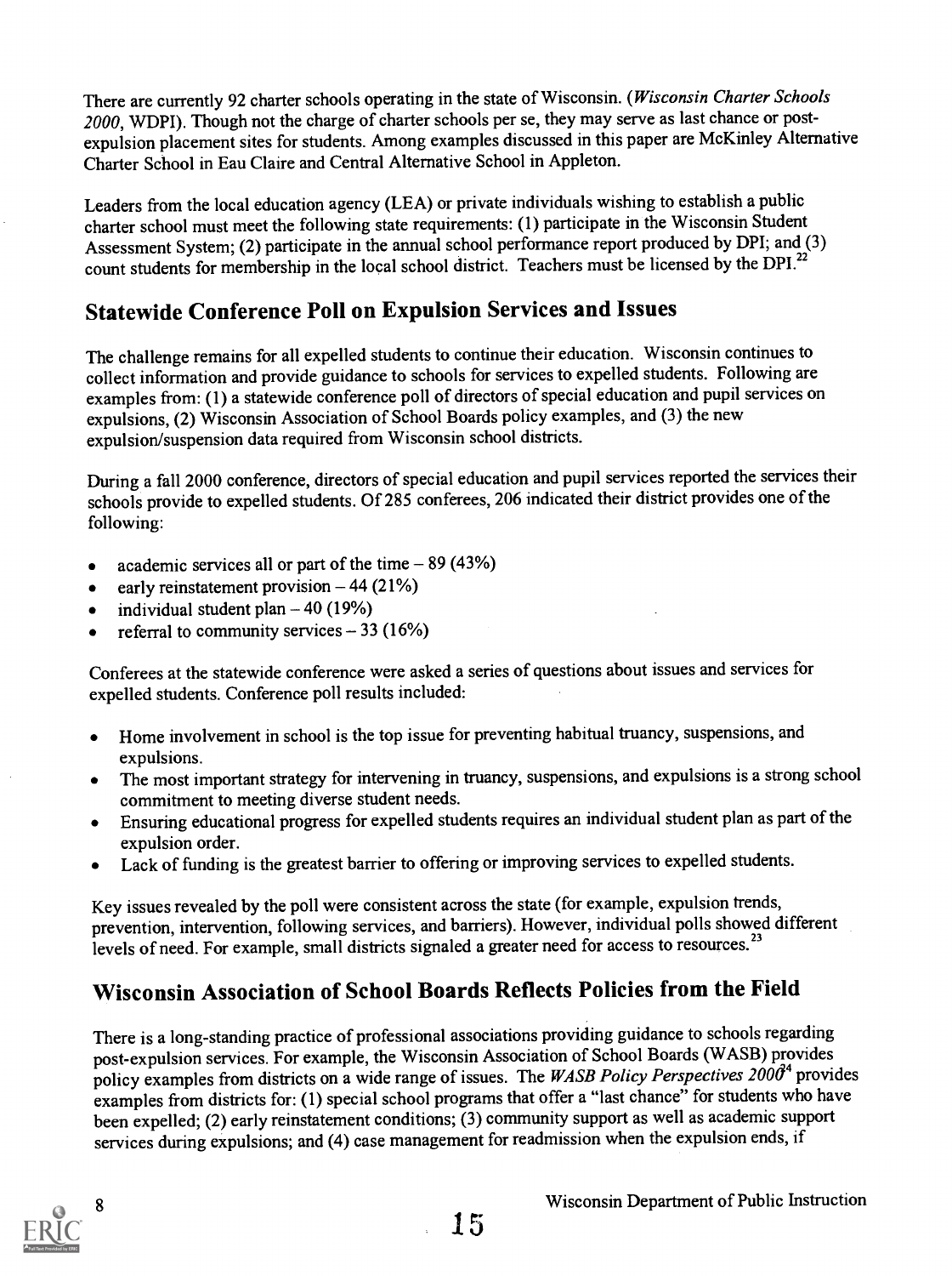There are currently 92 charter schools operating in the state of Wisconsin. (*Wisconsin Charter Schools 2000*, WDPI). Though not the charge of charter schools per se, they may serve as last chance or post-expulsion placement sites for students. Among examples discussed in this paper are McKinley Alternative Charter School in Eau Claire and Central Alternative School in Appleton.

Leaders from the local education agency (LEA) or private individuals wishing to establish a public charter school must meet the following state requirements: (1) participate in the Wisconsin Student Assessment System; (2) participate in the annual school performance report produced by DPI; and (3) count students for membership in the local school district. Teachers must be licensed by the DPI.[22]

## Statewide Conference Poll on Expulsion Services and Issues

The challenge remains for all expelled students to continue their education. Wisconsin continues to collect information and provide guidance to schools for services to expelled students. Following are examples from: (1) a statewide conference poll of directors of special education and pupil services on expulsions, (2) Wisconsin Association of School Boards policy examples, and (3) the new expulsion/suspension data required from Wisconsin school districts.

During a fall 2000 conference, directors of special education and pupil services reported the services their schools provide to expelled students. Of 285 conferees, 206 indicated their district provides one of the following:

- academic services all or part of the time – 89 (43%)
- early reinstatement provision – 44 (21%)
- individual student plan – 40 (19%)
- referral to community services – 33 (16%)

Conferees at the statewide conference were asked a series of questions about issues and services for expelled students. Conference poll results included:

- Home involvement in school is the top issue for preventing habitual truancy, suspensions, and expulsions.
- The most important strategy for intervening in truancy, suspensions, and expulsions is a strong school commitment to meeting diverse student needs.
- Ensuring educational progress for expelled students requires an individual student plan as part of the expulsion order.
- Lack of funding is the greatest barrier to offering or improving services to expelled students.

Key issues revealed by the poll were consistent across the state (for example, expulsion trends, prevention, intervention, following services, and barriers). However, individual polls showed different levels of need. For example, small districts signaled a greater need for access to resources.[23]

## Wisconsin Association of School Boards Reflects Policies from the Field

There is a long-standing practice of professional associations providing guidance to schools regarding post-expulsion services. For example, the Wisconsin Association of School Boards (WASB) provides policy examples from districts on a wide range of issues. The *WASB Policy Perspectives 2000*[24] provides examples from districts for: (1) special school programs that offer a "last chance" for students who have been expelled; (2) early reinstatement conditions; (3) community support as well as academic support services during expulsions; and (4) case management for readmission when the expulsion ends, if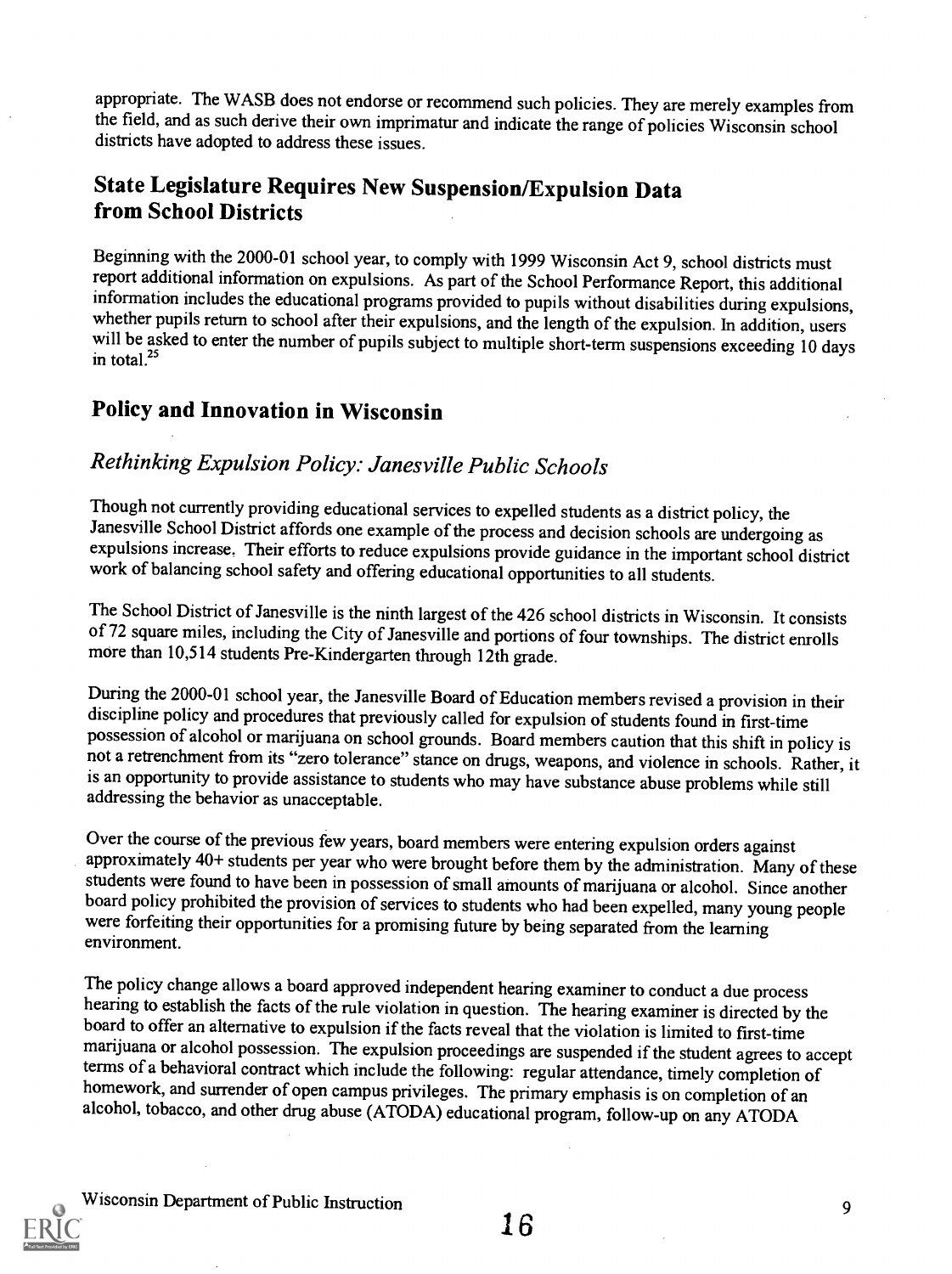appropriate. The WASB does not endorse or recommend such policies. They are merely examples from the field, and as such derive their own imprimatur and indicate the range of policies Wisconsin school districts have adopted to address these issues.

## State Legislature Requires New Suspension/Expulsion Data from School Districts

Beginning with the 2000-01 school year, to comply with 1999 Wisconsin Act 9, school districts must report additional information on expulsions. As part of the School Performance Report, this additional information includes the educational programs provided to pupils without disabilities during expulsions, whether pupils return to school after their expulsions, and the length of the expulsion. In addition, users will be asked to enter the number of pupils subject to multiple short-term suspensions exceeding 10 days in total.[25]

## Policy and Innovation in Wisconsin

### *Rethinking Expulsion Policy: Janesville Public Schools*

Though not currently providing educational services to expelled students as a district policy, the Janesville School District affords one example of the process and decision schools are undergoing as expulsions increase. Their efforts to reduce expulsions provide guidance in the important school district work of balancing school safety and offering educational opportunities to all students.

The School District of Janesville is the ninth largest of the 426 school districts in Wisconsin. It consists of 72 square miles, including the City of Janesville and portions of four townships. The district enrolls more than 10,514 students Pre-Kindergarten through 12th grade.

During the 2000-01 school year, the Janesville Board of Education members revised a provision in their discipline policy and procedures that previously called for expulsion of students found in first-time possession of alcohol or marijuana on school grounds. Board members caution that this shift in policy is not a retrenchment from its "zero tolerance" stance on drugs, weapons, and violence in schools. Rather, it is an opportunity to provide assistance to students who may have substance abuse problems while still addressing the behavior as unacceptable.

Over the course of the previous few years, board members were entering expulsion orders against approximately 40+ students per year who were brought before them by the administration. Many of these students were found to have been in possession of small amounts of marijuana or alcohol. Since another board policy prohibited the provision of services to students who had been expelled, many young people were forfeiting their opportunities for a promising future by being separated from the learning environment.

The policy change allows a board approved independent hearing examiner to conduct a due process hearing to establish the facts of the rule violation in question. The hearing examiner is directed by the board to offer an alternative to expulsion if the facts reveal that the violation is limited to first-time marijuana or alcohol possession. The expulsion proceedings are suspended if the student agrees to accept terms of a behavioral contract which include the following: regular attendance, timely completion of homework, and surrender of open campus privileges. The primary emphasis is on completion of an alcohol, tobacco, and other drug abuse (ATODA) educational program, follow-up on any ATODA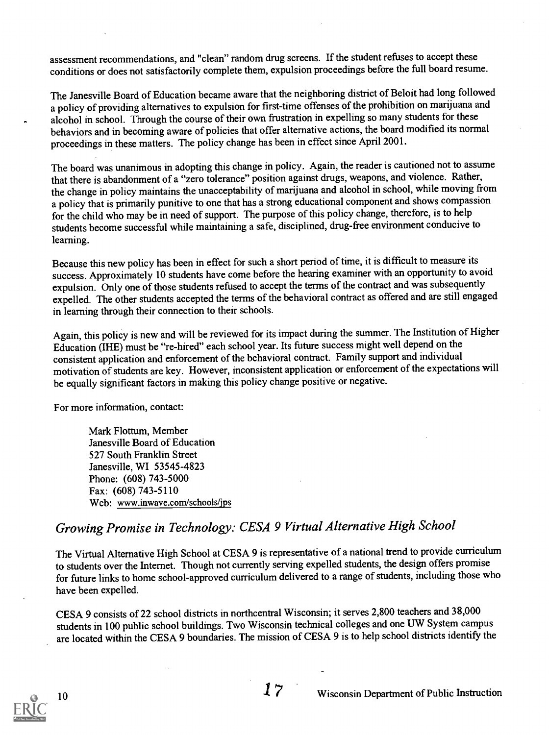assessment recommendations, and "clean" random drug screens. If the student refuses to accept these conditions or does not satisfactorily complete them, expulsion proceedings before the full board resume.

The Janesville Board of Education became aware that the neighboring district of Beloit had long followed a policy of providing alternatives to expulsion for first-time offenses of the prohibition on marijuana and alcohol in school. Through the course of their own frustration in expelling so many students for these behaviors and in becoming aware of policies that offer alternative actions, the board modified its normal proceedings in these matters. The policy change has been in effect since April 2001.

The board was unanimous in adopting this change in policy. Again, the reader is cautioned not to assume that there is abandonment of a "zero tolerance" position against drugs, weapons, and violence. Rather, the change in policy maintains the unacceptability of marijuana and alcohol in school, while moving from a policy that is primarily punitive to one that has a strong educational component and shows compassion for the child who may be in need of support. The purpose of this policy change, therefore, is to help students become successful while maintaining a safe, disciplined, drug-free environment conducive to learning.

Because this new policy has been in effect for such a short period of time, it is difficult to measure its success. Approximately 10 students have come before the hearing examiner with an opportunity to avoid expulsion. Only one of those students refused to accept the terms of the contract and was subsequently expelled. The other students accepted the terms of the behavioral contract as offered and are still engaged in learning through their connection to their schools.

Again, this policy is new and will be reviewed for its impact during the summer. The Institution of Higher Education (IHE) must be "re-hired" each school year. Its future success might well depend on the consistent application and enforcement of the behavioral contract. Family support and individual motivation of students are key. However, inconsistent application or enforcement of the expectations will be equally significant factors in making this policy change positive or negative.

For more information, contact:

> Mark Flottum, Member
> Janesville Board of Education
> 527 South Franklin Street
> Janesville, WI 53545-4823
> Phone: (608) 743-5000
> Fax: (608) 743-5110
> Web: www.inwave.com/schools/jps

## *Growing Promise in Technology: CESA 9 Virtual Alternative High School*

The Virtual Alternative High School at CESA 9 is representative of a national trend to provide curriculum to students over the Internet. Though not currently serving expelled students, the design offers promise for future links to home school-approved curriculum delivered to a range of students, including those who have been expelled.

CESA 9 consists of 22 school districts in northcentral Wisconsin; it serves 2,800 teachers and 38,000 students in 100 public school buildings. Two Wisconsin technical colleges and one UW System campus are located within the CESA 9 boundaries. The mission of CESA 9 is to help school districts identify the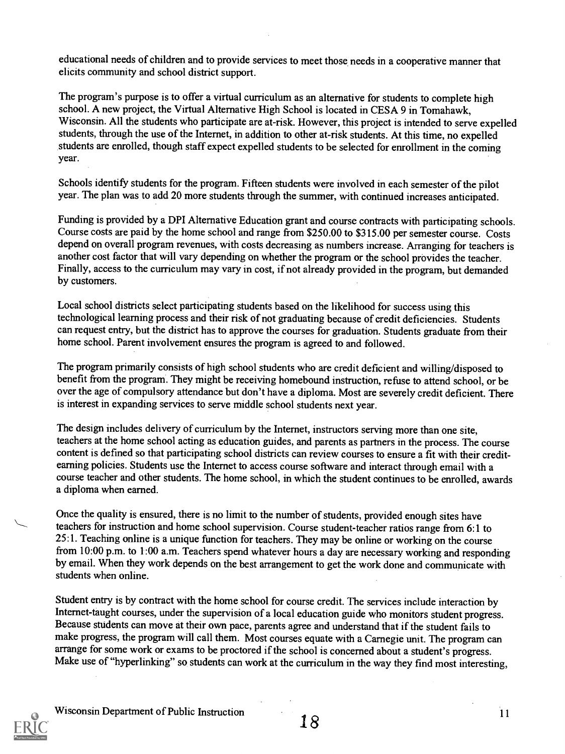educational needs of children and to provide services to meet those needs in a cooperative manner that elicits community and school district support.

The program's purpose is to offer a virtual curriculum as an alternative for students to complete high school. A new project, the Virtual Alternative High School is located in CESA 9 in Tomahawk, Wisconsin. All the students who participate are at-risk. However, this project is intended to serve expelled students, through the use of the Internet, in addition to other at-risk students. At this time, no expelled students are enrolled, though staff expect expelled students to be selected for enrollment in the coming year.

Schools identify students for the program. Fifteen students were involved in each semester of the pilot year. The plan was to add 20 more students through the summer, with continued increases anticipated.

Funding is provided by a DPI Alternative Education grant and course contracts with participating schools. Course costs are paid by the home school and range from $250.00 to $315.00 per semester course. Costs depend on overall program revenues, with costs decreasing as numbers increase. Arranging for teachers is another cost factor that will vary depending on whether the program or the school provides the teacher. Finally, access to the curriculum may vary in cost, if not already provided in the program, but demanded by customers.

Local school districts select participating students based on the likelihood for success using this technological learning process and their risk of not graduating because of credit deficiencies. Students can request entry, but the district has to approve the courses for graduation. Students graduate from their home school. Parent involvement ensures the program is agreed to and followed.

The program primarily consists of high school students who are credit deficient and willing/disposed to benefit from the program. They might be receiving homebound instruction, refuse to attend school, or be over the age of compulsory attendance but don't have a diploma. Most are severely credit deficient. There is interest in expanding services to serve middle school students next year.

The design includes delivery of curriculum by the Internet, instructors serving more than one site, teachers at the home school acting as education guides, and parents as partners in the process. The course content is defined so that participating school districts can review courses to ensure a fit with their credit-earning policies. Students use the Internet to access course software and interact through email with a course teacher and other students. The home school, in which the student continues to be enrolled, awards a diploma when earned.

Once the quality is ensured, there is no limit to the number of students, provided enough sites have teachers for instruction and home school supervision. Course student-teacher ratios range from 6:1 to 25:1. Teaching online is a unique function for teachers. They may be online or working on the course from 10:00 p.m. to 1:00 a.m. Teachers spend whatever hours a day are necessary working and responding by email. When they work depends on the best arrangement to get the work done and communicate with students when online.

Student entry is by contract with the home school for course credit. The services include interaction by Internet-taught courses, under the supervision of a local education guide who monitors student progress. Because students can move at their own pace, parents agree and understand that if the student fails to make progress, the program will call them. Most courses equate with a Carnegie unit. The program can arrange for some work or exams to be proctored if the school is concerned about a student's progress. Make use of "hyperlinking" so students can work at the curriculum in the way they find most interesting,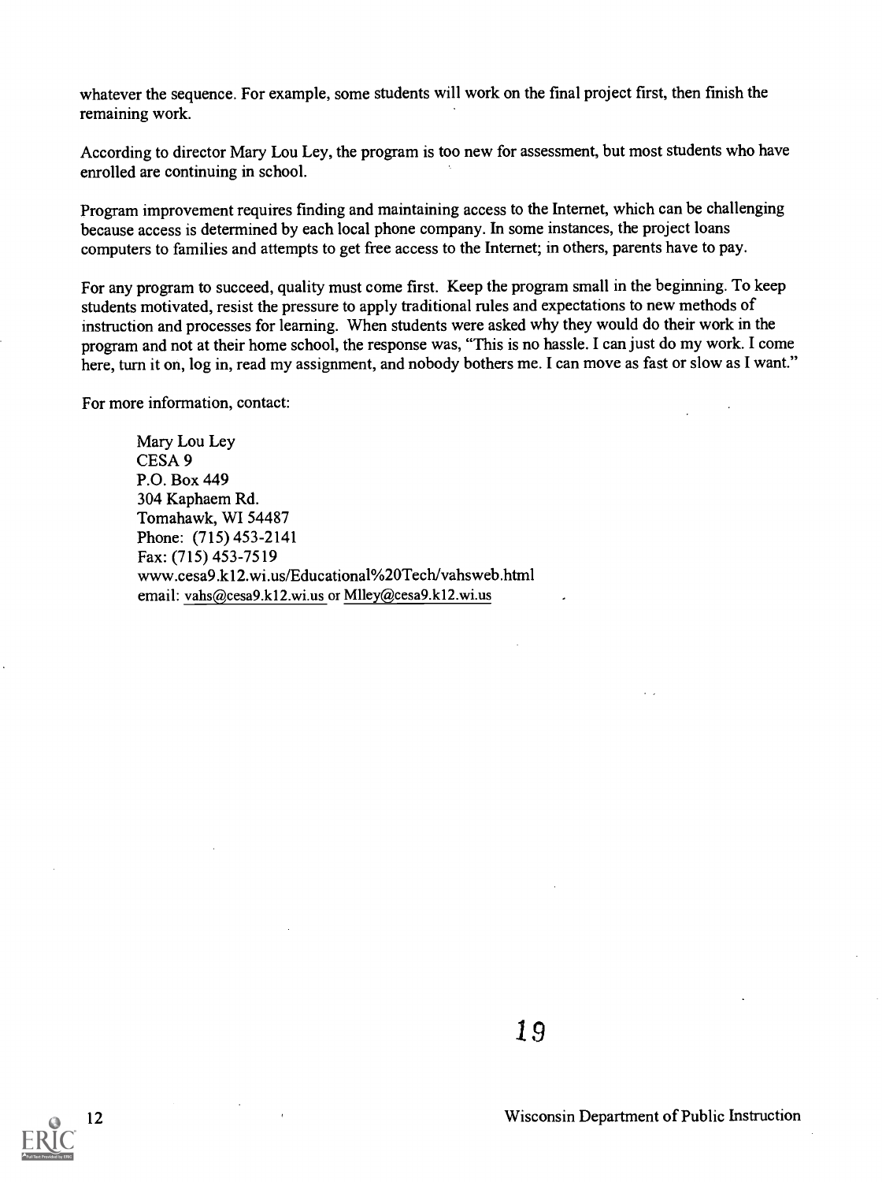whatever the sequence. For example, some students will work on the final project first, then finish the remaining work.

According to director Mary Lou Ley, the program is too new for assessment, but most students who have enrolled are continuing in school.

Program improvement requires finding and maintaining access to the Internet, which can be challenging because access is determined by each local phone company. In some instances, the project loans computers to families and attempts to get free access to the Internet; in others, parents have to pay.

For any program to succeed, quality must come first. Keep the program small in the beginning. To keep students motivated, resist the pressure to apply traditional rules and expectations to new methods of instruction and processes for learning. When students were asked why they would do their work in the program and not at their home school, the response was, "This is no hassle. I can just do my work. I come here, turn it on, log in, read my assignment, and nobody bothers me. I can move as fast or slow as I want."

For more information, contact:

Mary Lou Ley
CESA 9
P.O. Box 449
304 Kaphaem Rd.
Tomahawk, WI 54487
Phone: (715) 453-2141
Fax: (715) 453-7519
www.cesa9.k12.wi.us/Educational%20Tech/vahsweb.html
email: vahs@cesa9.k12.wi.us or Mlley@cesa9.k12.wi.us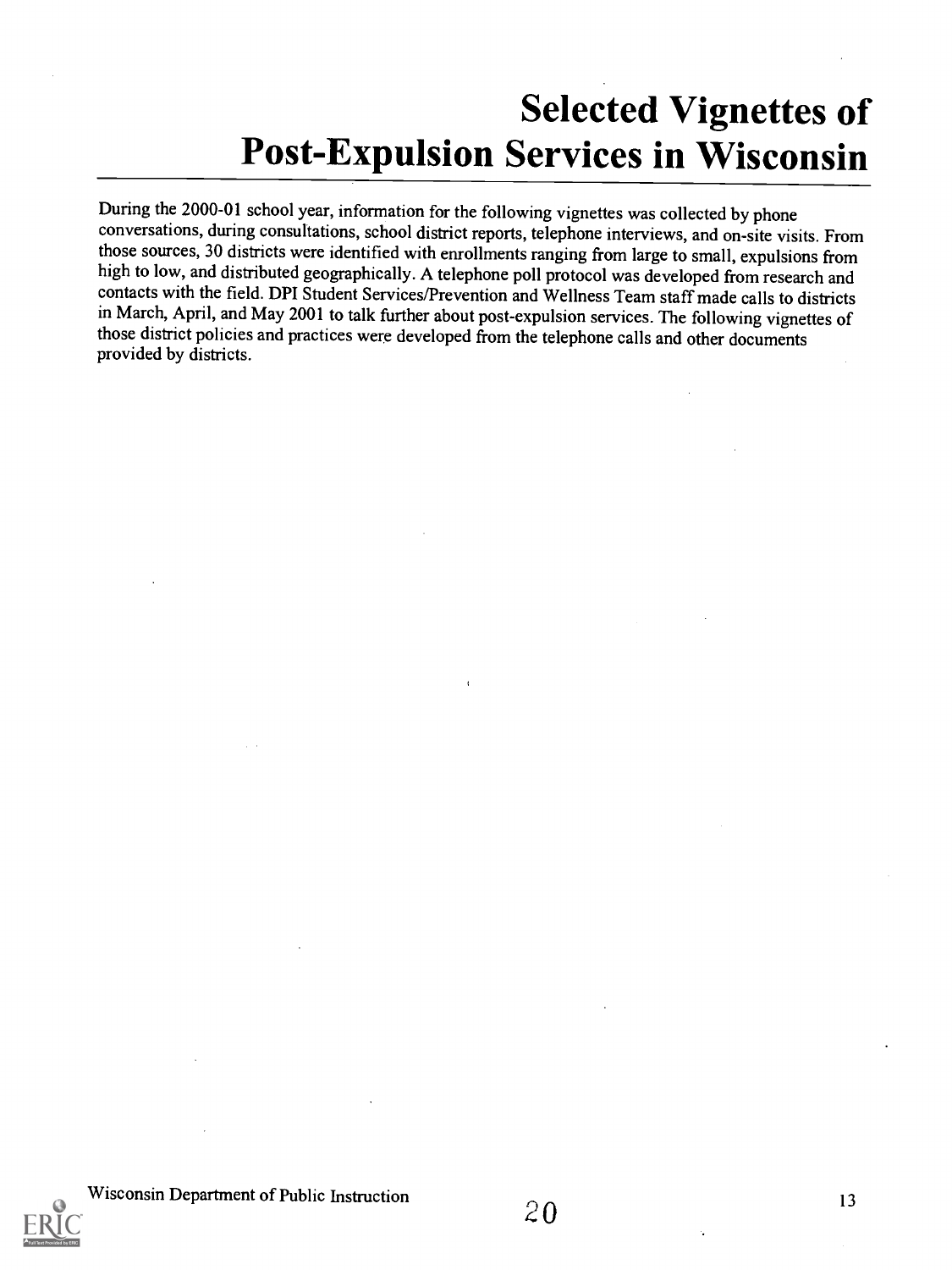# Selected Vignettes of Post-Expulsion Services in Wisconsin

During the 2000-01 school year, information for the following vignettes was collected by phone conversations, during consultations, school district reports, telephone interviews, and on-site visits. From those sources, 30 districts were identified with enrollments ranging from large to small, expulsions from high to low, and distributed geographically. A telephone poll protocol was developed from research and contacts with the field. DPI Student Services/Prevention and Wellness Team staff made calls to districts in March, April, and May 2001 to talk further about post-expulsion services. The following vignettes of those district policies and practices were developed from the telephone calls and other documents provided by districts.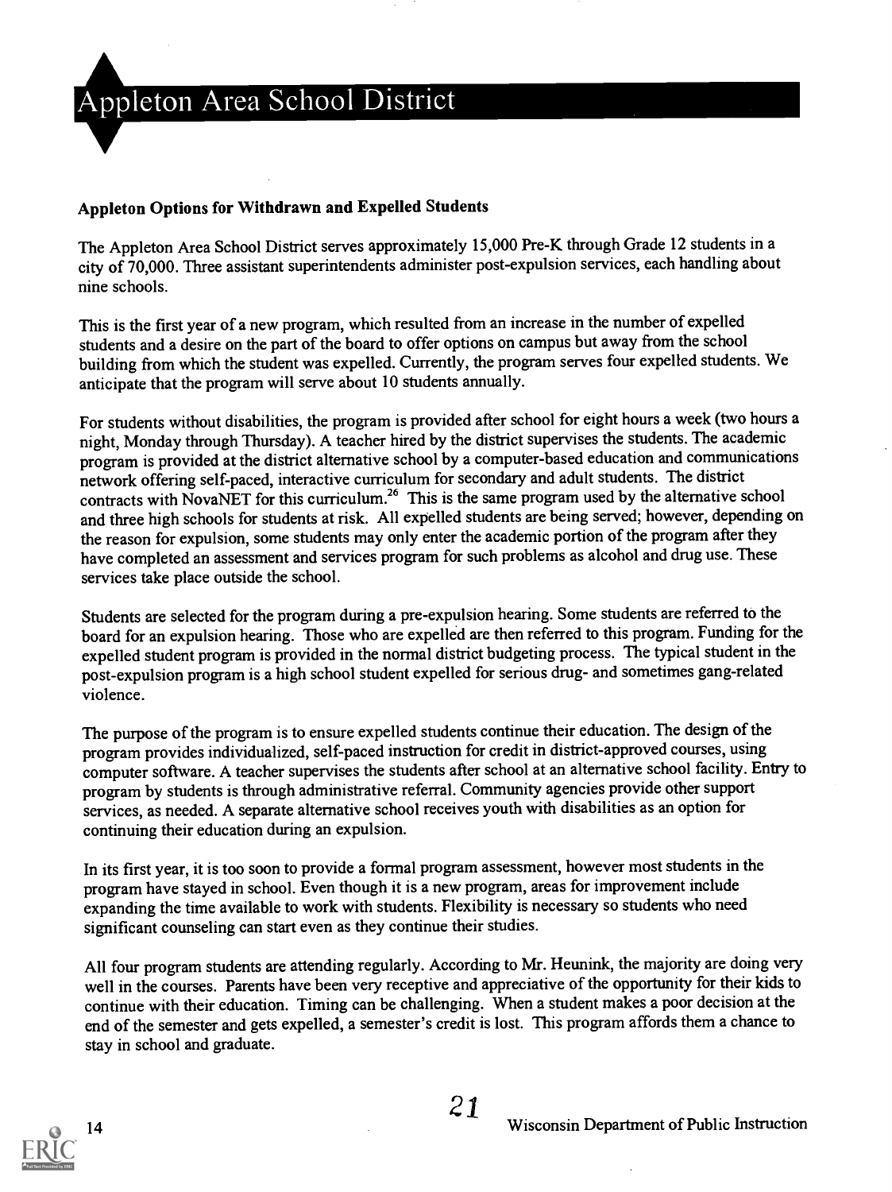# Appleton Area School District

### Appleton Options for Withdrawn and Expelled Students

The Appleton Area School District serves approximately 15,000 Pre-K through Grade 12 students in a city of 70,000. Three assistant superintendents administer post-expulsion services, each handling about nine schools.

This is the first year of a new program, which resulted from an increase in the number of expelled students and a desire on the part of the board to offer options on campus but away from the school building from which the student was expelled. Currently, the program serves four expelled students. We anticipate that the program will serve about 10 students annually.

For students without disabilities, the program is provided after school for eight hours a week (two hours a night, Monday through Thursday). A teacher hired by the district supervises the students. The academic program is provided at the district alternative school by a computer-based education and communications network offering self-paced, interactive curriculum for secondary and adult students. The district contracts with NovaNET for this curriculum.[26] This is the same program used by the alternative school and three high schools for students at risk. All expelled students are being served; however, depending on the reason for expulsion, some students may only enter the academic portion of the program after they have completed an assessment and services program for such problems as alcohol and drug use. These services take place outside the school.

Students are selected for the program during a pre-expulsion hearing. Some students are referred to the board for an expulsion hearing. Those who are expelled are then referred to this program. Funding for the expelled student program is provided in the normal district budgeting process. The typical student in the post-expulsion program is a high school student expelled for serious drug- and sometimes gang-related violence.

The purpose of the program is to ensure expelled students continue their education. The design of the program provides individualized, self-paced instruction for credit in district-approved courses, using computer software. A teacher supervises the students after school at an alternative school facility. Entry to program by students is through administrative referral. Community agencies provide other support services, as needed. A separate alternative school receives youth with disabilities as an option for continuing their education during an expulsion.

In its first year, it is too soon to provide a formal program assessment, however most students in the program have stayed in school. Even though it is a new program, areas for improvement include expanding the time available to work with students. Flexibility is necessary so students who need significant counseling can start even as they continue their studies.

All four program students are attending regularly. According to Mr. Heunink, the majority are doing very well in the courses. Parents have been very receptive and appreciative of the opportunity for their kids to continue with their education. Timing can be challenging. When a student makes a poor decision at the end of the semester and gets expelled, a semester's credit is lost. This program affords them a chance to stay in school and graduate.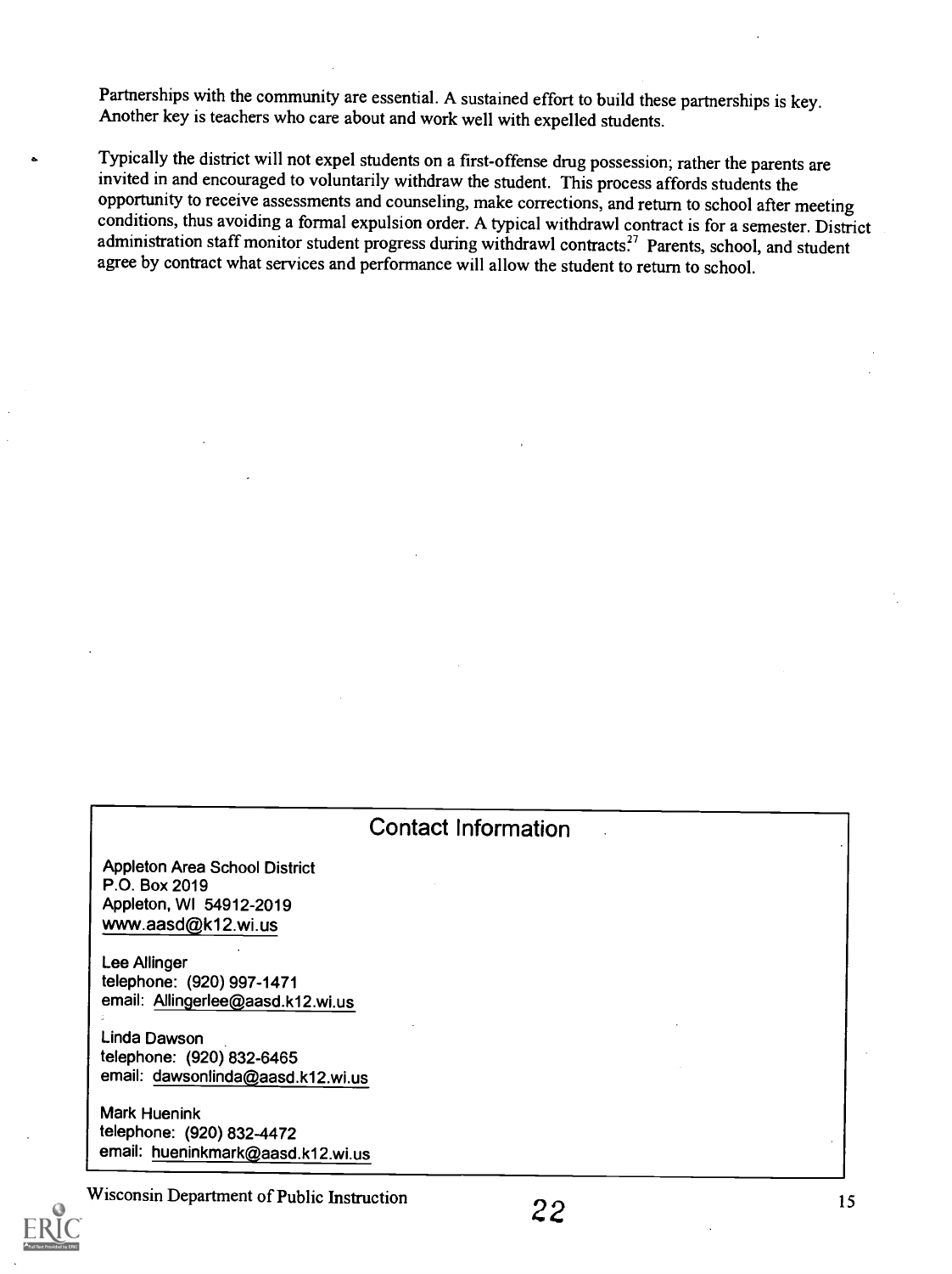Partnerships with the community are essential. A sustained effort to build these partnerships is key. Another key is teachers who care about and work well with expelled students.

Typically the district will not expel students on a first-offense drug possession; rather the parents are invited in and encouraged to voluntarily withdraw the student. This process affords students the opportunity to receive assessments and counseling, make corrections, and return to school after meeting conditions, thus avoiding a formal expulsion order. A typical withdrawl contract is for a semester. District administration staff monitor student progress during withdrawl contracts?[27] Parents, school, and student agree by contract what services and performance will allow the student to return to school.

## Contact Information

Appleton Area School District
P.O. Box 2019
Appleton, WI 54912-2019
www.aasd@k12.wi.us

Lee Allinger
telephone: (920) 997-1471
email: Allingerlee@aasd.k12.wi.us

Linda Dawson
telephone: (920) 832-6465
email: dawsonlinda@aasd.k12.wi.us

Mark Huenink
telephone: (920) 832-4472
email: hueninkmark@aasd.k12.wi.us

Wisconsin Department of Public Instruction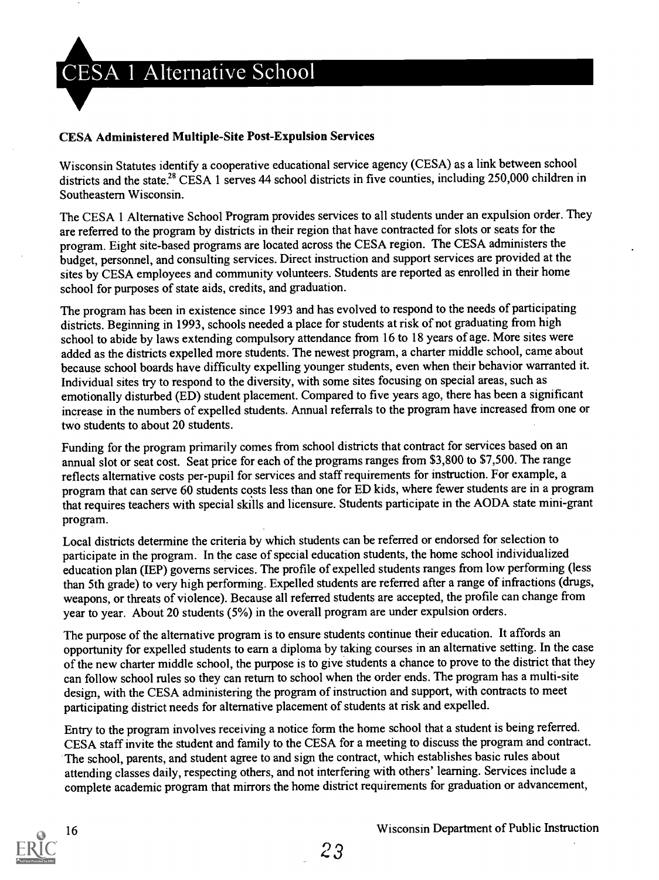# CESA 1 Alternative School

### CESA Administered Multiple-Site Post-Expulsion Services

Wisconsin Statutes identify a cooperative educational service agency (CESA) as a link between school districts and the state.[28] CESA 1 serves 44 school districts in five counties, including 250,000 children in Southeastern Wisconsin.

The CESA 1 Alternative School Program provides services to all students under an expulsion order. They are referred to the program by districts in their region that have contracted for slots or seats for the program. Eight site-based programs are located across the CESA region. The CESA administers the budget, personnel, and consulting services. Direct instruction and support services are provided at the sites by CESA employees and community volunteers. Students are reported as enrolled in their home school for purposes of state aids, credits, and graduation.

The program has been in existence since 1993 and has evolved to respond to the needs of participating districts. Beginning in 1993, schools needed a place for students at risk of not graduating from high school to abide by laws extending compulsory attendance from 16 to 18 years of age. More sites were added as the districts expelled more students. The newest program, a charter middle school, came about because school boards have difficulty expelling younger students, even when their behavior warranted it. Individual sites try to respond to the diversity, with some sites focusing on special areas, such as emotionally disturbed (ED) student placement. Compared to five years ago, there has been a significant increase in the numbers of expelled students. Annual referrals to the program have increased from one or two students to about 20 students.

Funding for the program primarily comes from school districts that contract for services based on an annual slot or seat cost. Seat price for each of the programs ranges from $3,800 to $7,500. The range reflects alternative costs per-pupil for services and staff requirements for instruction. For example, a program that can serve 60 students costs less than one for ED kids, where fewer students are in a program that requires teachers with special skills and licensure. Students participate in the AODA state mini-grant program.

Local districts determine the criteria by which students can be referred or endorsed for selection to participate in the program. In the case of special education students, the home school individualized education plan (IEP) governs services. The profile of expelled students ranges from low performing (less than 5th grade) to very high performing. Expelled students are referred after a range of infractions (drugs, weapons, or threats of violence). Because all referred students are accepted, the profile can change from year to year. About 20 students (5%) in the overall program are under expulsion orders.

The purpose of the alternative program is to ensure students continue their education. It affords an opportunity for expelled students to earn a diploma by taking courses in an alternative setting. In the case of the new charter middle school, the purpose is to give students a chance to prove to the district that they can follow school rules so they can return to school when the order ends. The program has a multi-site design, with the CESA administering the program of instruction and support, with contracts to meet participating district needs for alternative placement of students at risk and expelled.

Entry to the program involves receiving a notice form the home school that a student is being referred. CESA staff invite the student and family to the CESA for a meeting to discuss the program and contract. The school, parents, and student agree to and sign the contract, which establishes basic rules about attending classes daily, respecting others, and not interfering with others' learning. Services include a complete academic program that mirrors the home district requirements for graduation or advancement,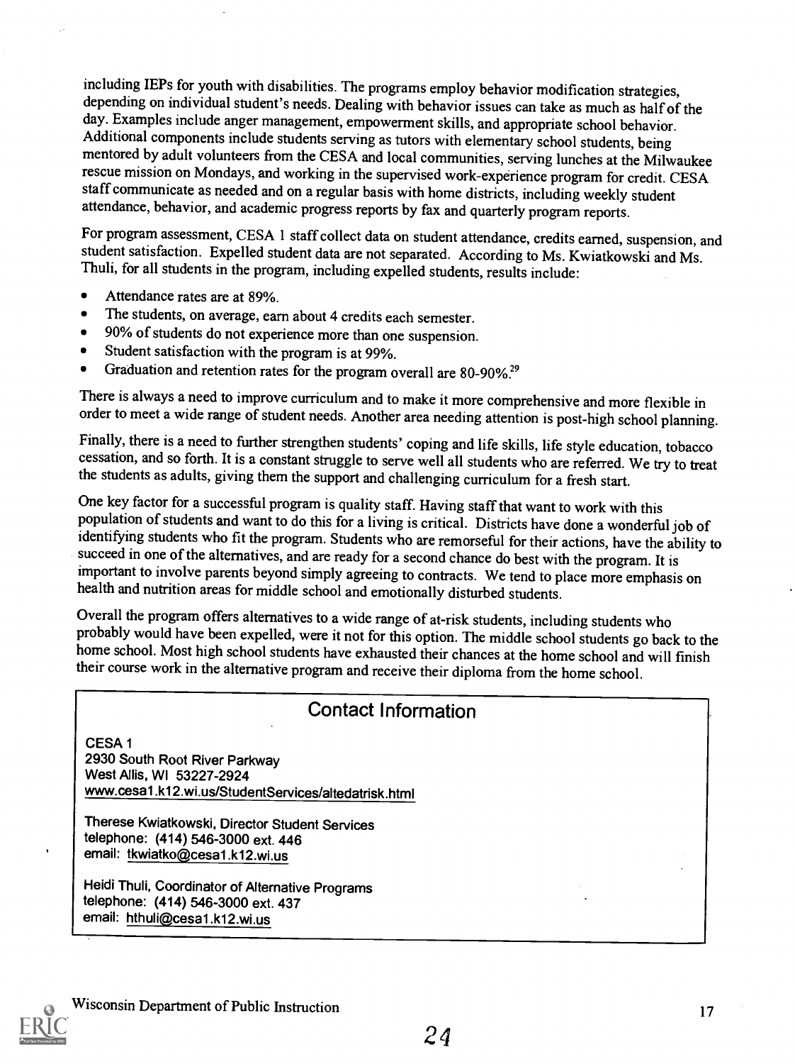including IEPs for youth with disabilities. The programs employ behavior modification strategies, depending on individual student's needs. Dealing with behavior issues can take as much as half of the day. Examples include anger management, empowerment skills, and appropriate school behavior. Additional components include students serving as tutors with elementary school students, being mentored by adult volunteers from the CESA and local communities, serving lunches at the Milwaukee rescue mission on Mondays, and working in the supervised work-experience program for credit. CESA staff communicate as needed and on a regular basis with home districts, including weekly student attendance, behavior, and academic progress reports by fax and quarterly program reports.

For program assessment, CESA 1 staff collect data on student attendance, credits earned, suspension, and student satisfaction. Expelled student data are not separated. According to Ms. Kwiatkowski and Ms. Thuli, for all students in the program, including expelled students, results include:

- Attendance rates are at 89%.
- The students, on average, earn about 4 credits each semester.
- 90% of students do not experience more than one suspension.
- Student satisfaction with the program is at 99%.
- Graduation and retention rates for the program overall are 80-90%.[29]

There is always a need to improve curriculum and to make it more comprehensive and more flexible in order to meet a wide range of student needs. Another area needing attention is post-high school planning.

Finally, there is a need to further strengthen students' coping and life skills, life style education, tobacco cessation, and so forth. It is a constant struggle to serve well all students who are referred. We try to treat the students as adults, giving them the support and challenging curriculum for a fresh start.

One key factor for a successful program is quality staff. Having staff that want to work with this population of students and want to do this for a living is critical. Districts have done a wonderful job of identifying students who fit the program. Students who are remorseful for their actions, have the ability to succeed in one of the alternatives, and are ready for a second chance do best with the program. It is important to involve parents beyond simply agreeing to contracts. We tend to place more emphasis on health and nutrition areas for middle school and emotionally disturbed students.

Overall the program offers alternatives to a wide range of at-risk students, including students who probably would have been expelled, were it not for this option. The middle school students go back to the home school. Most high school students have exhausted their chances at the home school and will finish their course work in the alternative program and receive their diploma from the home school.

## Contact Information

CESA 1
2930 South Root River Parkway
West Allis, WI 53227-2924
www.cesa1.k12.wi.us/StudentServices/altedatrisk.html

Therese Kwiatkowski, Director Student Services
telephone: (414) 546-3000 ext. 446
email: tkwiatko@cesa1.k12.wi.us

Heidi Thuli, Coordinator of Alternative Programs
telephone: (414) 546-3000 ext. 437
email: hthuli@cesa1.k12.wi.us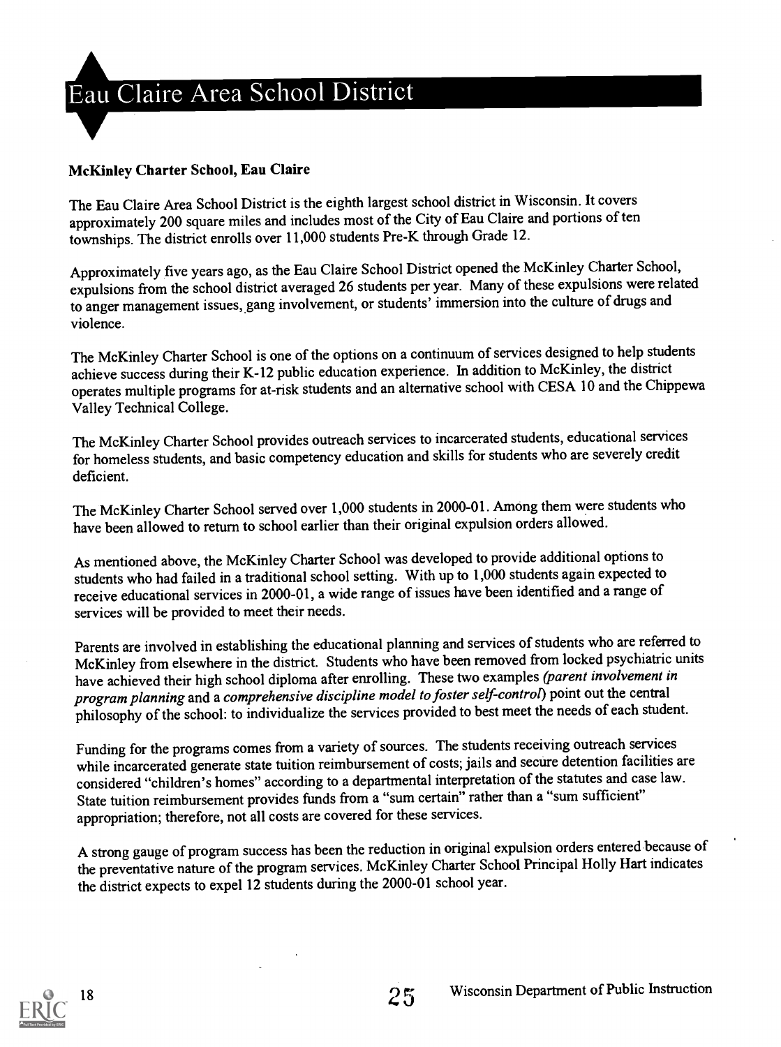# Eau Claire Area School District

### McKinley Charter School, Eau Claire

The Eau Claire Area School District is the eighth largest school district in Wisconsin. It covers approximately 200 square miles and includes most of the City of Eau Claire and portions of ten townships. The district enrolls over 11,000 students Pre-K through Grade 12.

Approximately five years ago, as the Eau Claire School District opened the McKinley Charter School, expulsions from the school district averaged 26 students per year. Many of these expulsions were related to anger management issues, gang involvement, or students' immersion into the culture of drugs and violence.

The McKinley Charter School is one of the options on a continuum of services designed to help students achieve success during their K-12 public education experience. In addition to McKinley, the district operates multiple programs for at-risk students and an alternative school with CESA 10 and the Chippewa Valley Technical College.

The McKinley Charter School provides outreach services to incarcerated students, educational services for homeless students, and basic competency education and skills for students who are severely credit deficient.

The McKinley Charter School served over 1,000 students in 2000-01. Among them were students who have been allowed to return to school earlier than their original expulsion orders allowed.

As mentioned above, the McKinley Charter School was developed to provide additional options to students who had failed in a traditional school setting. With up to 1,000 students again expected to receive educational services in 2000-01, a wide range of issues have been identified and a range of services will be provided to meet their needs.

Parents are involved in establishing the educational planning and services of students who are referred to McKinley from elsewhere in the district. Students who have been removed from locked psychiatric units have achieved their high school diploma after enrolling. These two examples *(parent involvement in program planning* and a *comprehensive discipline model to foster self-control)* point out the central philosophy of the school: to individualize the services provided to best meet the needs of each student.

Funding for the programs comes from a variety of sources. The students receiving outreach services while incarcerated generate state tuition reimbursement of costs; jails and secure detention facilities are considered "children's homes" according to a departmental interpretation of the statutes and case law. State tuition reimbursement provides funds from a "sum certain" rather than a "sum sufficient" appropriation; therefore, not all costs are covered for these services.

A strong gauge of program success has been the reduction in original expulsion orders entered because of the preventative nature of the program services. McKinley Charter School Principal Holly Hart indicates the district expects to expel 12 students during the 2000-01 school year.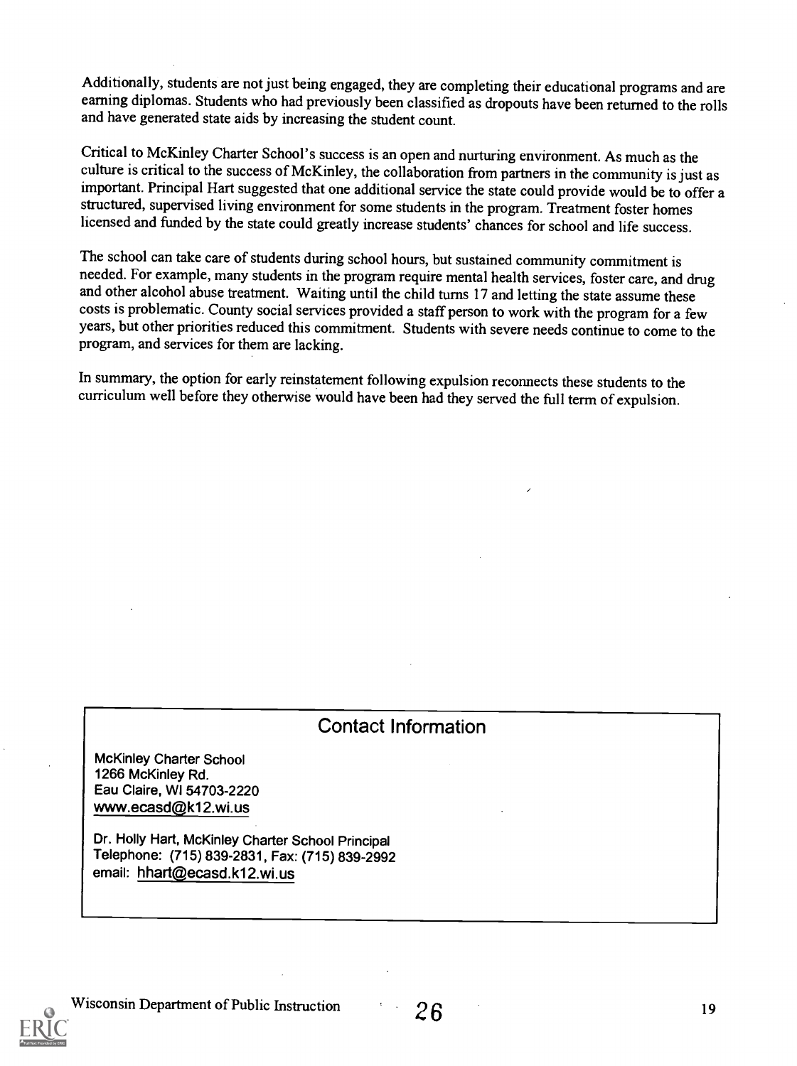Additionally, students are not just being engaged, they are completing their educational programs and are earning diplomas. Students who had previously been classified as dropouts have been returned to the rolls and have generated state aids by increasing the student count.

Critical to McKinley Charter School's success is an open and nurturing environment. As much as the culture is critical to the success of McKinley, the collaboration from partners in the community is just as important. Principal Hart suggested that one additional service the state could provide would be to offer a structured, supervised living environment for some students in the program. Treatment foster homes licensed and funded by the state could greatly increase students' chances for school and life success.

The school can take care of students during school hours, but sustained community commitment is needed. For example, many students in the program require mental health services, foster care, and drug and other alcohol abuse treatment. Waiting until the child turns 17 and letting the state assume these costs is problematic. County social services provided a staff person to work with the program for a few years, but other priorities reduced this commitment. Students with severe needs continue to come to the program, and services for them are lacking.

In summary, the option for early reinstatement following expulsion reconnects these students to the curriculum well before they otherwise would have been had they served the full term of expulsion.

## Contact Information

McKinley Charter School
1266 McKinley Rd.
Eau Claire, WI 54703-2220
www.ecasd@k12.wi.us

Dr. Holly Hart, McKinley Charter School Principal
Telephone: (715) 839-2831, Fax: (715) 839-2992
email: hhart@ecasd.k12.wi.us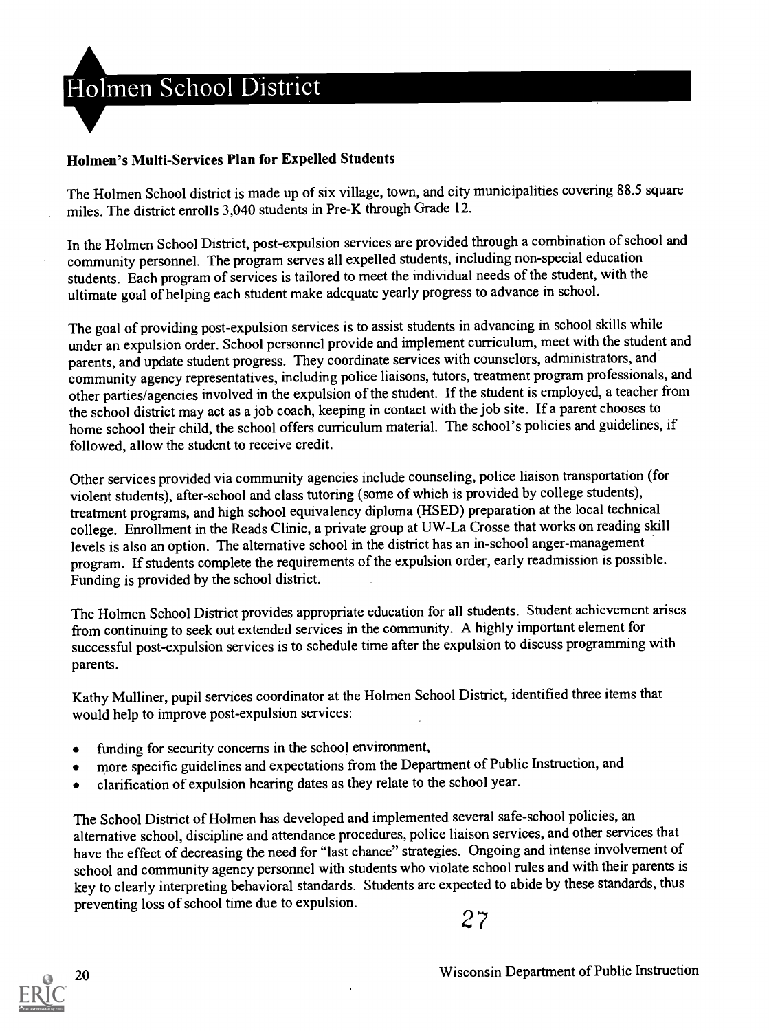# Holmen School District

### Holmen's Multi-Services Plan for Expelled Students

The Holmen School district is made up of six village, town, and city municipalities covering 88.5 square miles. The district enrolls 3,040 students in Pre-K through Grade 12.

In the Holmen School District, post-expulsion services are provided through a combination of school and community personnel. The program serves all expelled students, including non-special education students. Each program of services is tailored to meet the individual needs of the student, with the ultimate goal of helping each student make adequate yearly progress to advance in school.

The goal of providing post-expulsion services is to assist students in advancing in school skills while under an expulsion order. School personnel provide and implement curriculum, meet with the student and parents, and update student progress. They coordinate services with counselors, administrators, and community agency representatives, including police liaisons, tutors, treatment program professionals, and other parties/agencies involved in the expulsion of the student. If the student is employed, a teacher from the school district may act as a job coach, keeping in contact with the job site. If a parent chooses to home school their child, the school offers curriculum material. The school's policies and guidelines, if followed, allow the student to receive credit.

Other services provided via community agencies include counseling, police liaison transportation (for violent students), after-school and class tutoring (some of which is provided by college students), treatment programs, and high school equivalency diploma (HSED) preparation at the local technical college. Enrollment in the Reads Clinic, a private group at UW-La Crosse that works on reading skill levels is also an option. The alternative school in the district has an in-school anger-management program. If students complete the requirements of the expulsion order, early readmission is possible. Funding is provided by the school district.

The Holmen School District provides appropriate education for all students. Student achievement arises from continuing to seek out extended services in the community. A highly important element for successful post-expulsion services is to schedule time after the expulsion to discuss programming with parents.

Kathy Mulliner, pupil services coordinator at the Holmen School District, identified three items that would help to improve post-expulsion services:

- funding for security concerns in the school environment,
- more specific guidelines and expectations from the Department of Public Instruction, and
- clarification of expulsion hearing dates as they relate to the school year.

The School District of Holmen has developed and implemented several safe-school policies, an alternative school, discipline and attendance procedures, police liaison services, and other services that have the effect of decreasing the need for "last chance" strategies. Ongoing and intense involvement of school and community agency personnel with students who violate school rules and with their parents is key to clearly interpreting behavioral standards. Students are expected to abide by these standards, thus preventing loss of school time due to expulsion.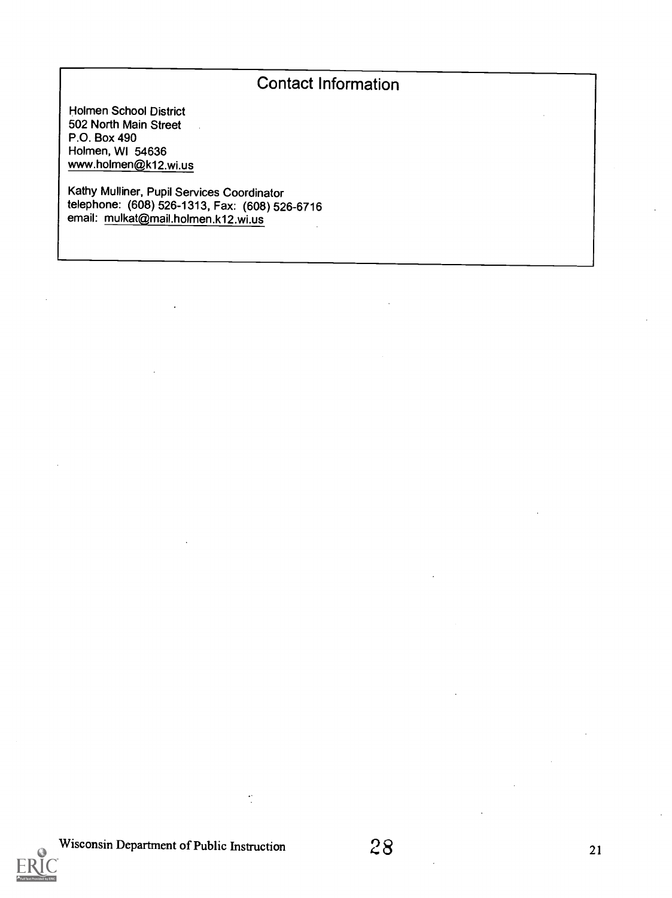## Contact Information

Holmen School District
502 North Main Street
P.O. Box 490
Holmen, WI 54636
www.holmen@k12.wi.us

Kathy Mulliner, Pupil Services Coordinator
telephone: (608) 526-1313, Fax: (608) 526-6716
email: mulkat@mail.holmen.k12.wi.us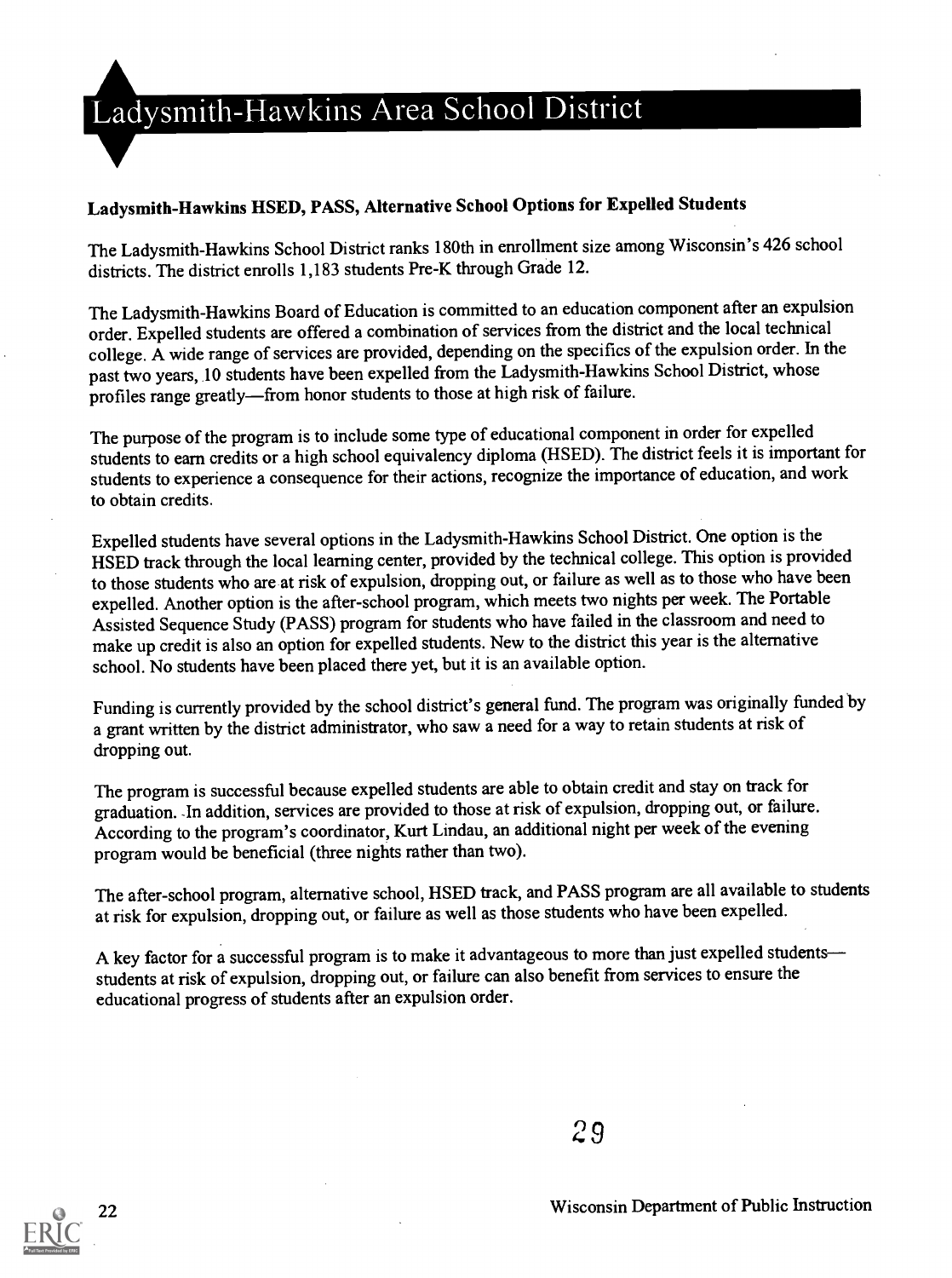# Ladysmith-Hawkins Area School District

## Ladysmith-Hawkins HSED, PASS, Alternative School Options for Expelled Students

The Ladysmith-Hawkins School District ranks 180th in enrollment size among Wisconsin's 426 school districts. The district enrolls 1,183 students Pre-K through Grade 12.

The Ladysmith-Hawkins Board of Education is committed to an education component after an expulsion order. Expelled students are offered a combination of services from the district and the local technical college. A wide range of services are provided, depending on the specifics of the expulsion order. In the past two years, 10 students have been expelled from the Ladysmith-Hawkins School District, whose profiles range greatly—from honor students to those at high risk of failure.

The purpose of the program is to include some type of educational component in order for expelled students to earn credits or a high school equivalency diploma (HSED). The district feels it is important for students to experience a consequence for their actions, recognize the importance of education, and work to obtain credits.

Expelled students have several options in the Ladysmith-Hawkins School District. One option is the HSED track through the local learning center, provided by the technical college. This option is provided to those students who are at risk of expulsion, dropping out, or failure as well as to those who have been expelled. Another option is the after-school program, which meets two nights per week. The Portable Assisted Sequence Study (PASS) program for students who have failed in the classroom and need to make up credit is also an option for expelled students. New to the district this year is the alternative school. No students have been placed there yet, but it is an available option.

Funding is currently provided by the school district's general fund. The program was originally funded by a grant written by the district administrator, who saw a need for a way to retain students at risk of dropping out.

The program is successful because expelled students are able to obtain credit and stay on track for graduation. In addition, services are provided to those at risk of expulsion, dropping out, or failure. According to the program's coordinator, Kurt Lindau, an additional night per week of the evening program would be beneficial (three nights rather than two).

The after-school program, alternative school, HSED track, and PASS program are all available to students at risk for expulsion, dropping out, or failure as well as those students who have been expelled.

A key factor for a successful program is to make it advantageous to more than just expelled students—students at risk of expulsion, dropping out, or failure can also benefit from services to ensure the educational progress of students after an expulsion order.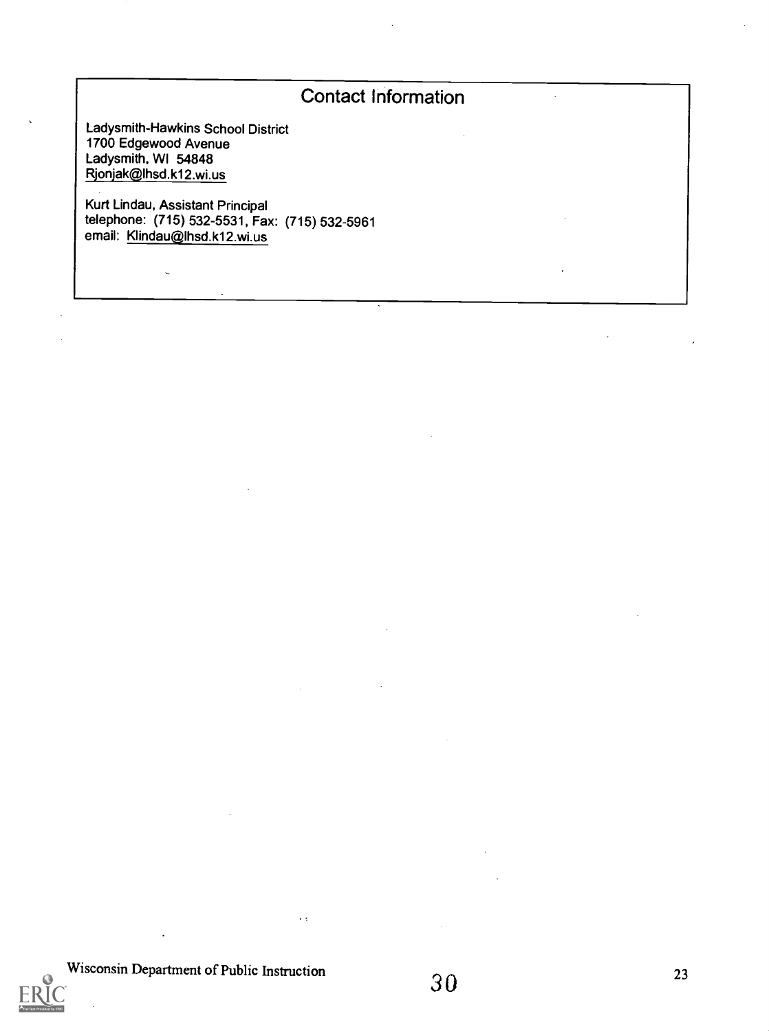## Contact Information

Ladysmith-Hawkins School District
1700 Edgewood Avenue
Ladysmith, WI 54848
Rjonjak@lhsd.k12.wi.us

Kurt Lindau, Assistant Principal
telephone: (715) 532-5531, Fax: (715) 532-5961
email: Klindau@lhsd.k12.wi.us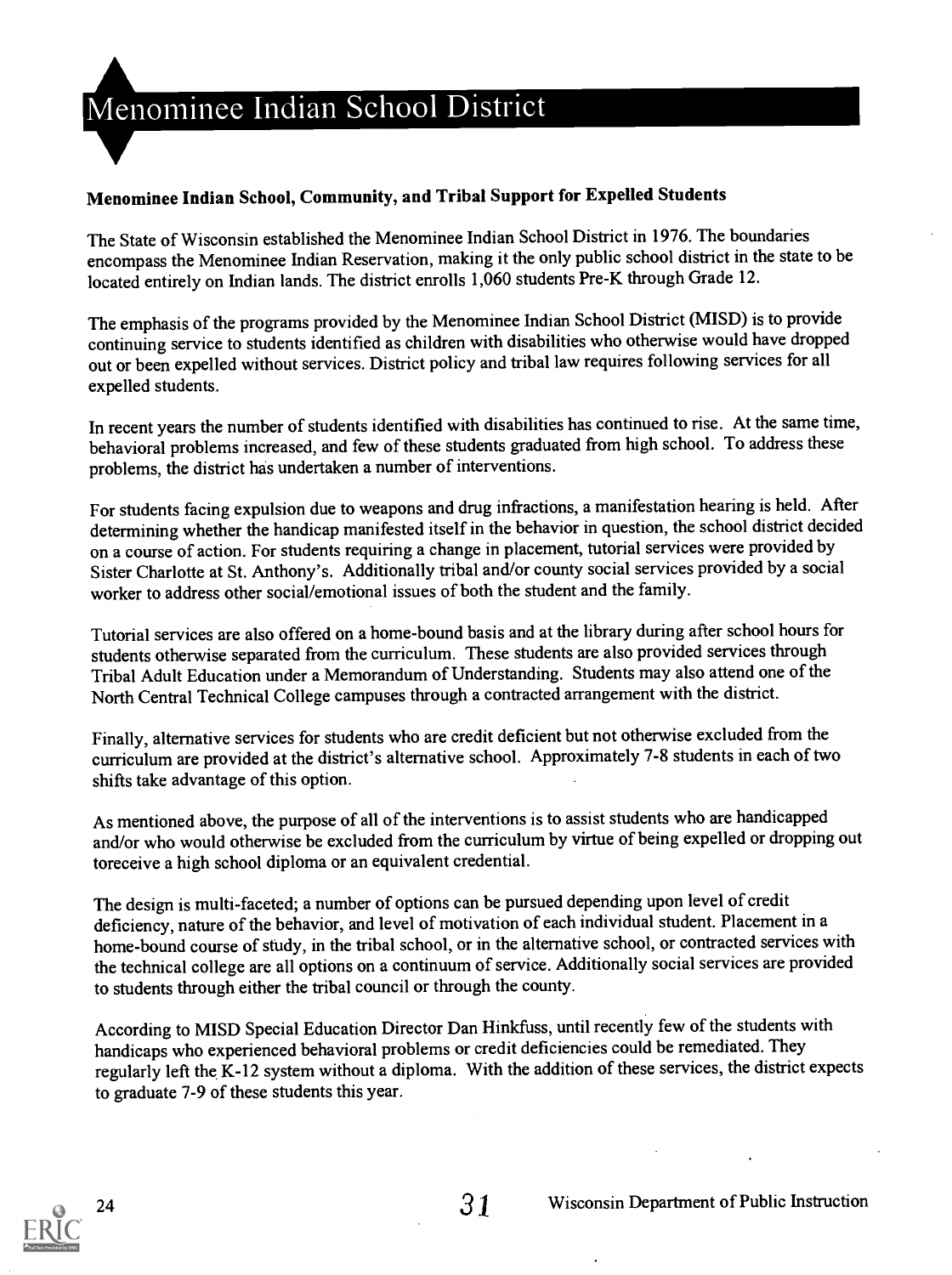# Menominee Indian School District

### Menominee Indian School, Community, and Tribal Support for Expelled Students

The State of Wisconsin established the Menominee Indian School District in 1976. The boundaries encompass the Menominee Indian Reservation, making it the only public school district in the state to be located entirely on Indian lands. The district enrolls 1,060 students Pre-K through Grade 12.

The emphasis of the programs provided by the Menominee Indian School District (MISD) is to provide continuing service to students identified as children with disabilities who otherwise would have dropped out or been expelled without services. District policy and tribal law requires following services for all expelled students.

In recent years the number of students identified with disabilities has continued to rise. At the same time, behavioral problems increased, and few of these students graduated from high school. To address these problems, the district has undertaken a number of interventions.

For students facing expulsion due to weapons and drug infractions, a manifestation hearing is held. After determining whether the handicap manifested itself in the behavior in question, the school district decided on a course of action. For students requiring a change in placement, tutorial services were provided by Sister Charlotte at St. Anthony's. Additionally tribal and/or county social services provided by a social worker to address other social/emotional issues of both the student and the family.

Tutorial services are also offered on a home-bound basis and at the library during after school hours for students otherwise separated from the curriculum. These students are also provided services through Tribal Adult Education under a Memorandum of Understanding. Students may also attend one of the North Central Technical College campuses through a contracted arrangement with the district.

Finally, alternative services for students who are credit deficient but not otherwise excluded from the curriculum are provided at the district's alternative school. Approximately 7-8 students in each of two shifts take advantage of this option.

As mentioned above, the purpose of all of the interventions is to assist students who are handicapped and/or who would otherwise be excluded from the curriculum by virtue of being expelled or dropping out toreceive a high school diploma or an equivalent credential.

The design is multi-faceted; a number of options can be pursued depending upon level of credit deficiency, nature of the behavior, and level of motivation of each individual student. Placement in a home-bound course of study, in the tribal school, or in the alternative school, or contracted services with the technical college are all options on a continuum of service. Additionally social services are provided to students through either the tribal council or through the county.

According to MISD Special Education Director Dan Hinkfuss, until recently few of the students with handicaps who experienced behavioral problems or credit deficiencies could be remediated. They regularly left the K-12 system without a diploma. With the addition of these services, the district expects to graduate 7-9 of these students this year.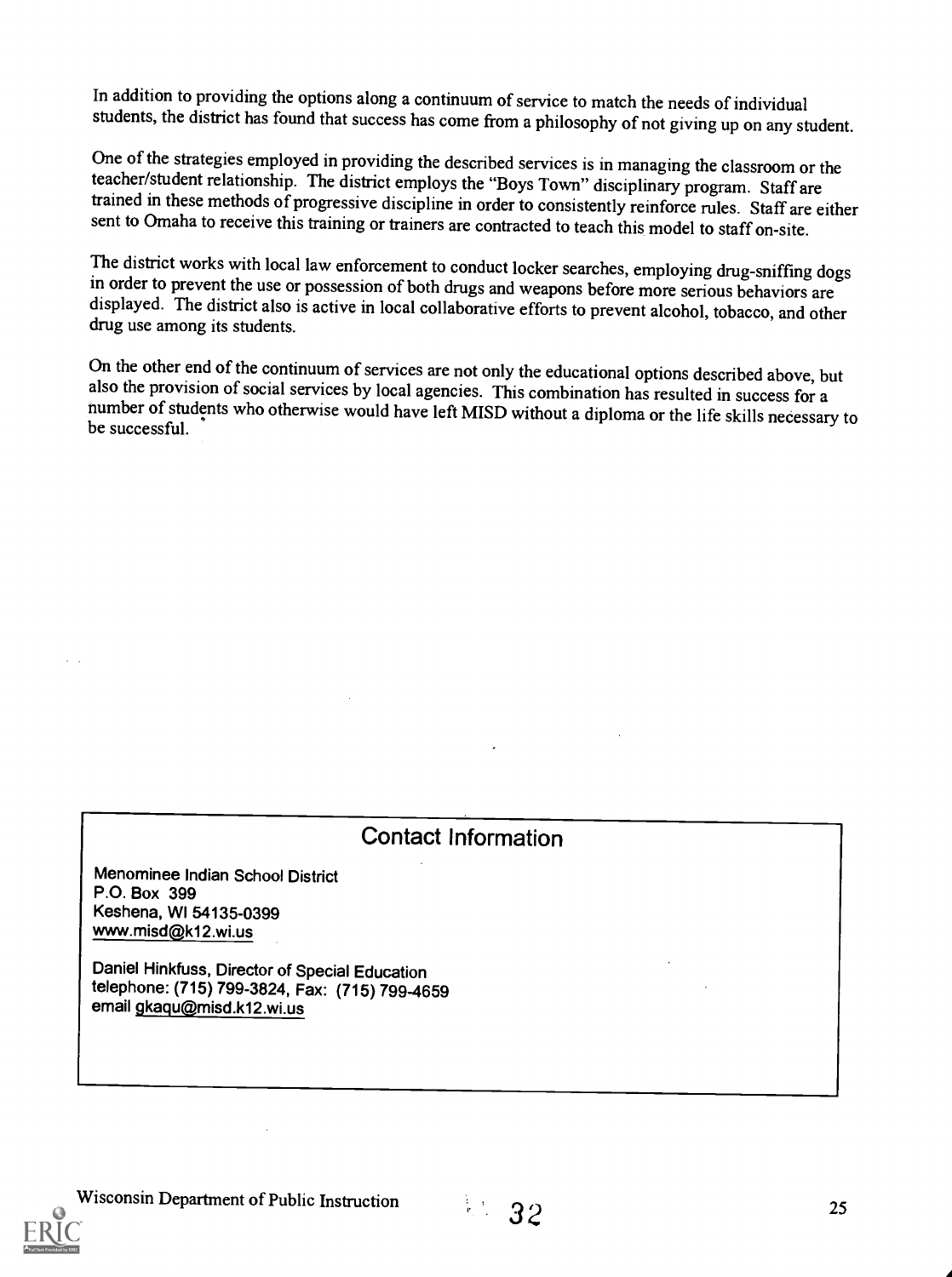In addition to providing the options along a continuum of service to match the needs of individual students, the district has found that success has come from a philosophy of not giving up on any student.

One of the strategies employed in providing the described services is in managing the classroom or the teacher/student relationship. The district employs the "Boys Town" disciplinary program. Staff are trained in these methods of progressive discipline in order to consistently reinforce rules. Staff are either sent to Omaha to receive this training or trainers are contracted to teach this model to staff on-site.

The district works with local law enforcement to conduct locker searches, employing drug-sniffing dogs in order to prevent the use or possession of both drugs and weapons before more serious behaviors are displayed. The district also is active in local collaborative efforts to prevent alcohol, tobacco, and other drug use among its students.

On the other end of the continuum of services are not only the educational options described above, but also the provision of social services by local agencies. This combination has resulted in success for a number of students who otherwise would have left MISD without a diploma or the life skills necessary to be successful.

## Contact Information

Menominee Indian School District
P.O. Box 399
Keshena, WI 54135-0399
www.misd@k12.wi.us

Daniel Hinkfuss, Director of Special Education
telephone: (715) 799-3824, Fax: (715) 799-4659
email gkaqu@misd.k12.wi.us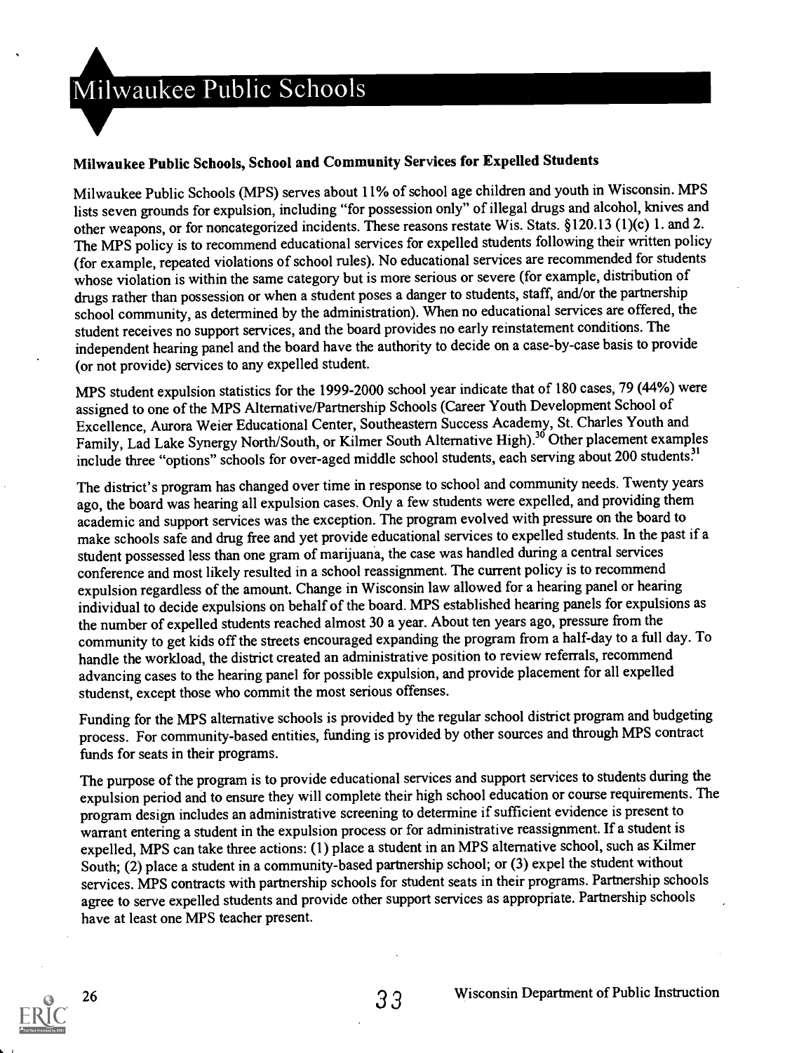# Milwaukee Public Schools

### Milwaukee Public Schools, School and Community Services for Expelled Students

Milwaukee Public Schools (MPS) serves about 11% of school age children and youth in Wisconsin. MPS lists seven grounds for expulsion, including "for possession only" of illegal drugs and alcohol, knives and other weapons, or for noncategorized incidents. These reasons restate Wis. Stats. §120.13 (1)(c) 1. and 2. The MPS policy is to recommend educational services for expelled students following their written policy (for example, repeated violations of school rules). No educational services are recommended for students whose violation is within the same category but is more serious or severe (for example, distribution of drugs rather than possession or when a student poses a danger to students, staff, and/or the partnership school community, as determined by the administration). When no educational services are offered, the student receives no support services, and the board provides no early reinstatement conditions. The independent hearing panel and the board have the authority to decide on a case-by-case basis to provide (or not provide) services to any expelled student.

MPS student expulsion statistics for the 1999-2000 school year indicate that of 180 cases, 79 (44%) were assigned to one of the MPS Alternative/Partnership Schools (Career Youth Development School of Excellence, Aurora Weier Educational Center, Southeastern Success Academy, St. Charles Youth and Family, Lad Lake Synergy North/South, or Kilmer South Alternative High).[30] Other placement examples include three "options" schools for over-aged middle school students, each serving about 200 students.[31]

The district's program has changed over time in response to school and community needs. Twenty years ago, the board was hearing all expulsion cases. Only a few students were expelled, and providing them academic and support services was the exception. The program evolved with pressure on the board to make schools safe and drug free and yet provide educational services to expelled students. In the past if a student possessed less than one gram of marijuana, the case was handled during a central services conference and most likely resulted in a school reassignment. The current policy is to recommend expulsion regardless of the amount. Change in Wisconsin law allowed for a hearing panel or hearing individual to decide expulsions on behalf of the board. MPS established hearing panels for expulsions as the number of expelled students reached almost 30 a year. About ten years ago, pressure from the community to get kids off the streets encouraged expanding the program from a half-day to a full day. To handle the workload, the district created an administrative position to review referrals, recommend advancing cases to the hearing panel for possible expulsion, and provide placement for all expelled studenst, except those who commit the most serious offenses.

Funding for the MPS alternative schools is provided by the regular school district program and budgeting process. For community-based entities, funding is provided by other sources and through MPS contract funds for seats in their programs.

The purpose of the program is to provide educational services and support services to students during the expulsion period and to ensure they will complete their high school education or course requirements. The program design includes an administrative screening to determine if sufficient evidence is present to warrant entering a student in the expulsion process or for administrative reassignment. If a student is expelled, MPS can take three actions: (1) place a student in an MPS alternative school, such as Kilmer South; (2) place a student in a community-based partnership school; or (3) expel the student without services. MPS contracts with partnership schools for student seats in their programs. Partnership schools agree to serve expelled students and provide other support services as appropriate. Partnership schools have at least one MPS teacher present.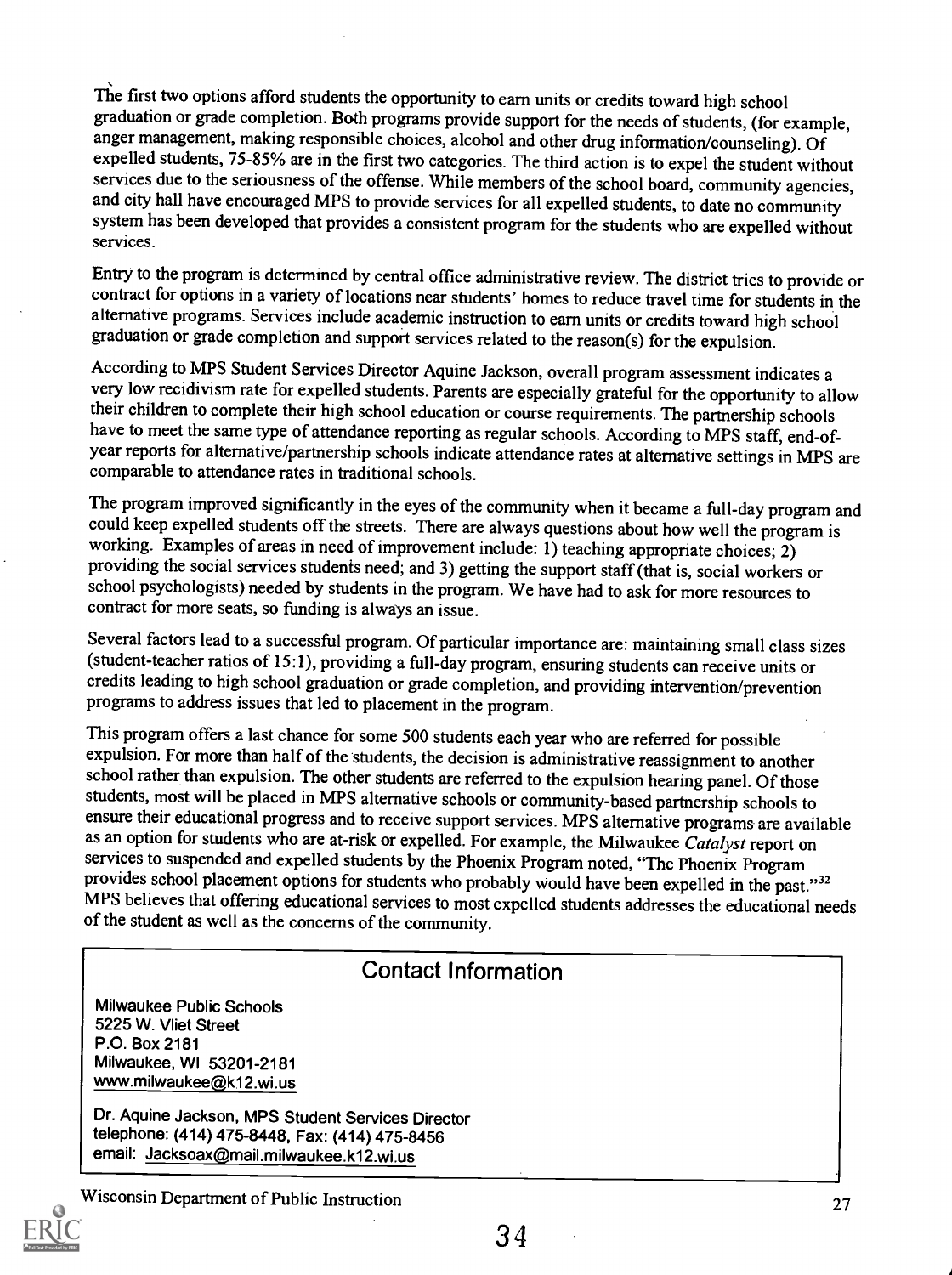The first two options afford students the opportunity to earn units or credits toward high school graduation or grade completion. Both programs provide support for the needs of students, (for example, anger management, making responsible choices, alcohol and other drug information/counseling). Of expelled students, 75-85% are in the first two categories. The third action is to expel the student without services due to the seriousness of the offense. While members of the school board, community agencies, and city hall have encouraged MPS to provide services for all expelled students, to date no community system has been developed that provides a consistent program for the students who are expelled without services.

Entry to the program is determined by central office administrative review. The district tries to provide or contract for options in a variety of locations near students' homes to reduce travel time for students in the alternative programs. Services include academic instruction to earn units or credits toward high school graduation or grade completion and support services related to the reason(s) for the expulsion.

According to MPS Student Services Director Aquine Jackson, overall program assessment indicates a very low recidivism rate for expelled students. Parents are especially grateful for the opportunity to allow their children to complete their high school education or course requirements. The partnership schools have to meet the same type of attendance reporting as regular schools. According to MPS staff, end-of-year reports for alternative/partnership schools indicate attendance rates at alternative settings in MPS are comparable to attendance rates in traditional schools.

The program improved significantly in the eyes of the community when it became a full-day program and could keep expelled students off the streets. There are always questions about how well the program is working. Examples of areas in need of improvement include: 1) teaching appropriate choices; 2) providing the social services students need; and 3) getting the support staff (that is, social workers or school psychologists) needed by students in the program. We have had to ask for more resources to contract for more seats, so funding is always an issue.

Several factors lead to a successful program. Of particular importance are: maintaining small class sizes (student-teacher ratios of 15:1), providing a full-day program, ensuring students can receive units or credits leading to high school graduation or grade completion, and providing intervention/prevention programs to address issues that led to placement in the program.

This program offers a last chance for some 500 students each year who are referred for possible expulsion. For more than half of the students, the decision is administrative reassignment to another school rather than expulsion. The other students are referred to the expulsion hearing panel. Of those students, most will be placed in MPS alternative schools or community-based partnership schools to ensure their educational progress and to receive support services. MPS alternative programs are available as an option for students who are at-risk or expelled. For example, the Milwaukee *Catalyst* report on services to suspended and expelled students by the Phoenix Program noted, "The Phoenix Program provides school placement options for students who probably would have been expelled in the past."[32] MPS believes that offering educational services to most expelled students addresses the educational needs of the student as well as the concerns of the community.

## Contact Information

Milwaukee Public Schools
5225 W. Vliet Street
P.O. Box 2181
Milwaukee, WI 53201-2181
www.milwaukee@k12.wi.us

Dr. Aquine Jackson, MPS Student Services Director
telephone: (414) 475-8448, Fax: (414) 475-8456
email: Jacksoax@mail.milwaukee.k12.wi.us

Wisconsin Department of Public Instruction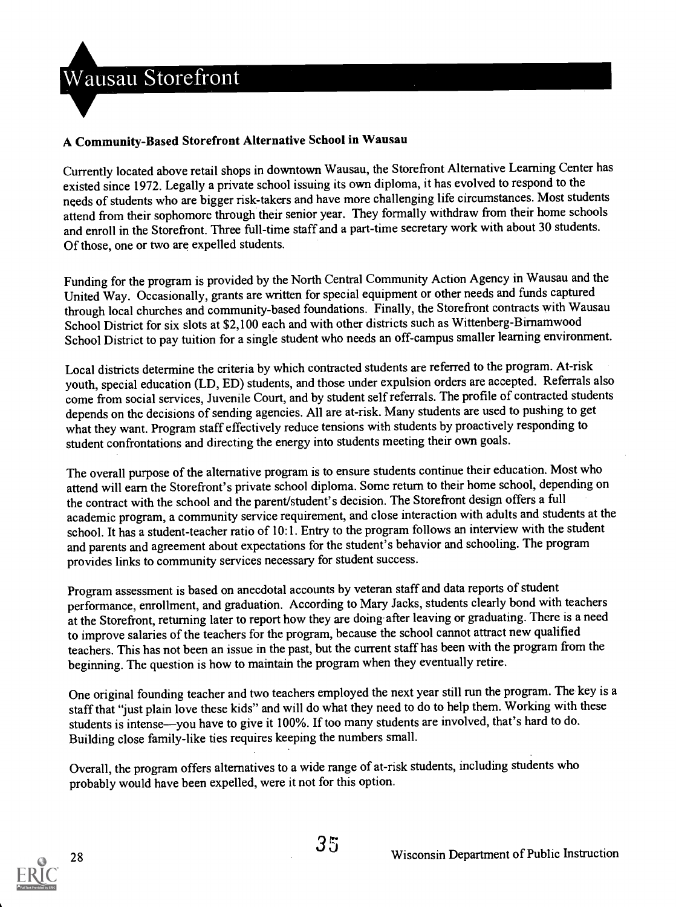# Wausau Storefront

### A Community-Based Storefront Alternative School in Wausau

Currently located above retail shops in downtown Wausau, the Storefront Alternative Learning Center has existed since 1972. Legally a private school issuing its own diploma, it has evolved to respond to the needs of students who are bigger risk-takers and have more challenging life circumstances. Most students attend from their sophomore through their senior year. They formally withdraw from their home schools and enroll in the Storefront. Three full-time staff and a part-time secretary work with about 30 students. Of those, one or two are expelled students.

Funding for the program is provided by the North Central Community Action Agency in Wausau and the United Way. Occasionally, grants are written for special equipment or other needs and funds captured through local churches and community-based foundations. Finally, the Storefront contracts with Wausau School District for six slots at $2,100 each and with other districts such as Wittenberg-Birnamwood School District to pay tuition for a single student who needs an off-campus smaller learning environment.

Local districts determine the criteria by which contracted students are referred to the program. At-risk youth, special education (LD, ED) students, and those under expulsion orders are accepted. Referrals also come from social services, Juvenile Court, and by student self referrals. The profile of contracted students depends on the decisions of sending agencies. All are at-risk. Many students are used to pushing to get what they want. Program staff effectively reduce tensions with students by proactively responding to student confrontations and directing the energy into students meeting their own goals.

The overall purpose of the alternative program is to ensure students continue their education. Most who attend will earn the Storefront's private school diploma. Some return to their home school, depending on the contract with the school and the parent/student's decision. The Storefront design offers a full academic program, a community service requirement, and close interaction with adults and students at the school. It has a student-teacher ratio of 10:1. Entry to the program follows an interview with the student and parents and agreement about expectations for the student's behavior and schooling. The program provides links to community services necessary for student success.

Program assessment is based on anecdotal accounts by veteran staff and data reports of student performance, enrollment, and graduation. According to Mary Jacks, students clearly bond with teachers at the Storefront, returning later to report how they are doing after leaving or graduating. There is a need to improve salaries of the teachers for the program, because the school cannot attract new qualified teachers. This has not been an issue in the past, but the current staff has been with the program from the beginning. The question is how to maintain the program when they eventually retire.

One original founding teacher and two teachers employed the next year still run the program. The key is a staff that "just plain love these kids" and will do what they need to do to help them. Working with these students is intense—you have to give it 100%. If too many students are involved, that's hard to do. Building close family-like ties requires keeping the numbers small.

Overall, the program offers alternatives to a wide range of at-risk students, including students who probably would have been expelled, were it not for this option.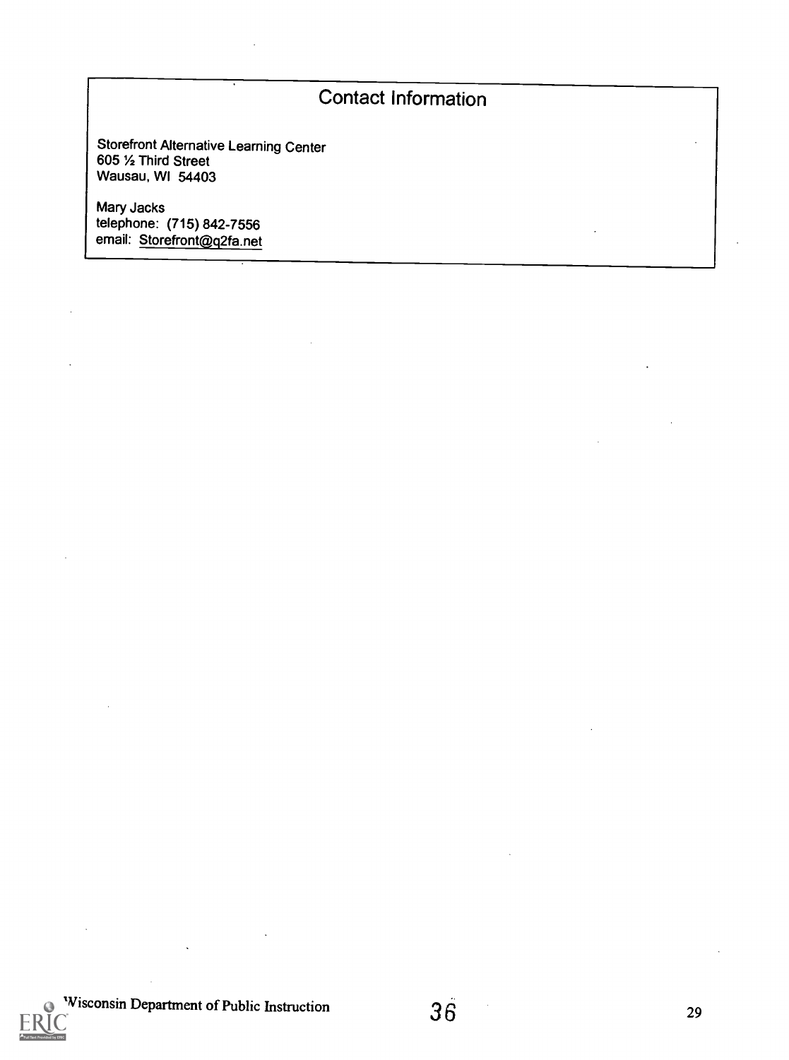## Contact Information

Storefront Alternative Learning Center
605 ½ Third Street
Wausau, WI 54403

Mary Jacks
telephone: (715) 842-7556
email: Storefront@q2fa.net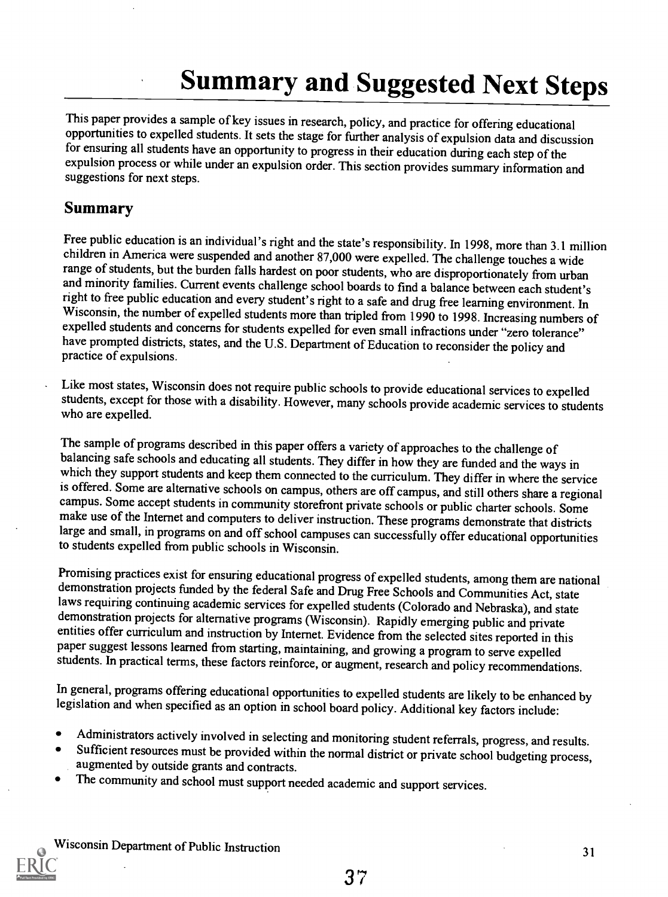# Summary and Suggested Next Steps

This paper provides a sample of key issues in research, policy, and practice for offering educational opportunities to expelled students. It sets the stage for further analysis of expulsion data and discussion for ensuring all students have an opportunity to progress in their education during each step of the expulsion process or while under an expulsion order. This section provides summary information and suggestions for next steps.

## Summary

Free public education is an individual's right and the state's responsibility. In 1998, more than 3.1 million children in America were suspended and another 87,000 were expelled. The challenge touches a wide range of students, but the burden falls hardest on poor students, who are disproportionately from urban and minority families. Current events challenge school boards to find a balance between each student's right to free public education and every student's right to a safe and drug free learning environment. In Wisconsin, the number of expelled students more than tripled from 1990 to 1998. Increasing numbers of expelled students and concerns for students expelled for even small infractions under "zero tolerance" have prompted districts, states, and the U.S. Department of Education to reconsider the policy and practice of expulsions.

Like most states, Wisconsin does not require public schools to provide educational services to expelled students, except for those with a disability. However, many schools provide academic services to students who are expelled.

The sample of programs described in this paper offers a variety of approaches to the challenge of balancing safe schools and educating all students. They differ in how they are funded and the ways in which they support students and keep them connected to the curriculum. They differ in where the service is offered. Some are alternative schools on campus, others are off campus, and still others share a regional campus. Some accept students in community storefront private schools or public charter schools. Some make use of the Internet and computers to deliver instruction. These programs demonstrate that districts large and small, in programs on and off school campuses can successfully offer educational opportunities to students expelled from public schools in Wisconsin.

Promising practices exist for ensuring educational progress of expelled students, among them are national demonstration projects funded by the federal Safe and Drug Free Schools and Communities Act, state laws requiring continuing academic services for expelled students (Colorado and Nebraska), and state demonstration projects for alternative programs (Wisconsin). Rapidly emerging public and private entities offer curriculum and instruction by Internet. Evidence from the selected sites reported in this paper suggest lessons learned from starting, maintaining, and growing a program to serve expelled students. In practical terms, these factors reinforce, or augment, research and policy recommendations.

In general, programs offering educational opportunities to expelled students are likely to be enhanced by legislation and when specified as an option in school board policy. Additional key factors include:

- Administrators actively involved in selecting and monitoring student referrals, progress, and results.
- Sufficient resources must be provided within the normal district or private school budgeting process, augmented by outside grants and contracts.
- The community and school must support needed academic and support services.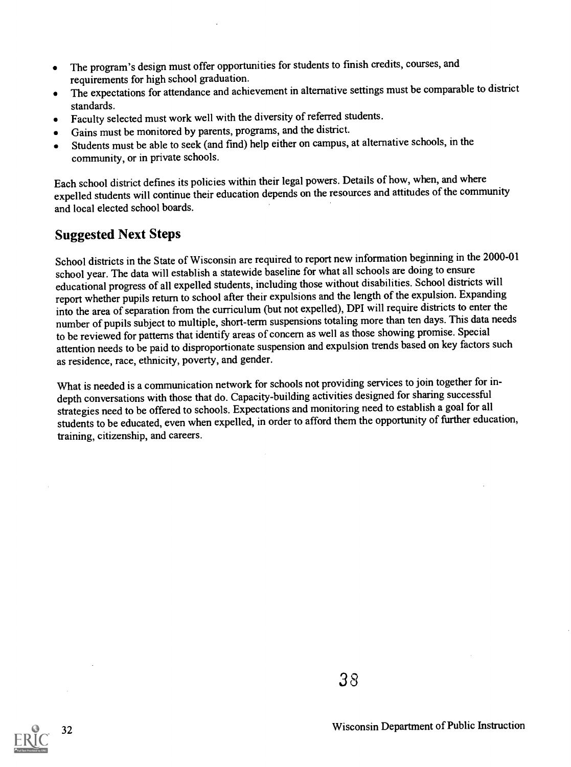- The program's design must offer opportunities for students to finish credits, courses, and requirements for high school graduation.
- The expectations for attendance and achievement in alternative settings must be comparable to district standards.
- Faculty selected must work well with the diversity of referred students.
- Gains must be monitored by parents, programs, and the district.
- Students must be able to seek (and find) help either on campus, at alternative schools, in the community, or in private schools.

Each school district defines its policies within their legal powers. Details of how, when, and where expelled students will continue their education depends on the resources and attitudes of the community and local elected school boards.

## Suggested Next Steps

School districts in the State of Wisconsin are required to report new information beginning in the 2000-01 school year. The data will establish a statewide baseline for what all schools are doing to ensure educational progress of all expelled students, including those without disabilities. School districts will report whether pupils return to school after their expulsions and the length of the expulsion. Expanding into the area of separation from the curriculum (but not expelled), DPI will require districts to enter the number of pupils subject to multiple, short-term suspensions totaling more than ten days. This data needs to be reviewed for patterns that identify areas of concern as well as those showing promise. Special attention needs to be paid to disproportionate suspension and expulsion trends based on key factors such as residence, race, ethnicity, poverty, and gender.

What is needed is a communication network for schools not providing services to join together for in-depth conversations with those that do. Capacity-building activities designed for sharing successful strategies need to be offered to schools. Expectations and monitoring need to establish a goal for all students to be educated, even when expelled, in order to afford them the opportunity of further education, training, citizenship, and careers.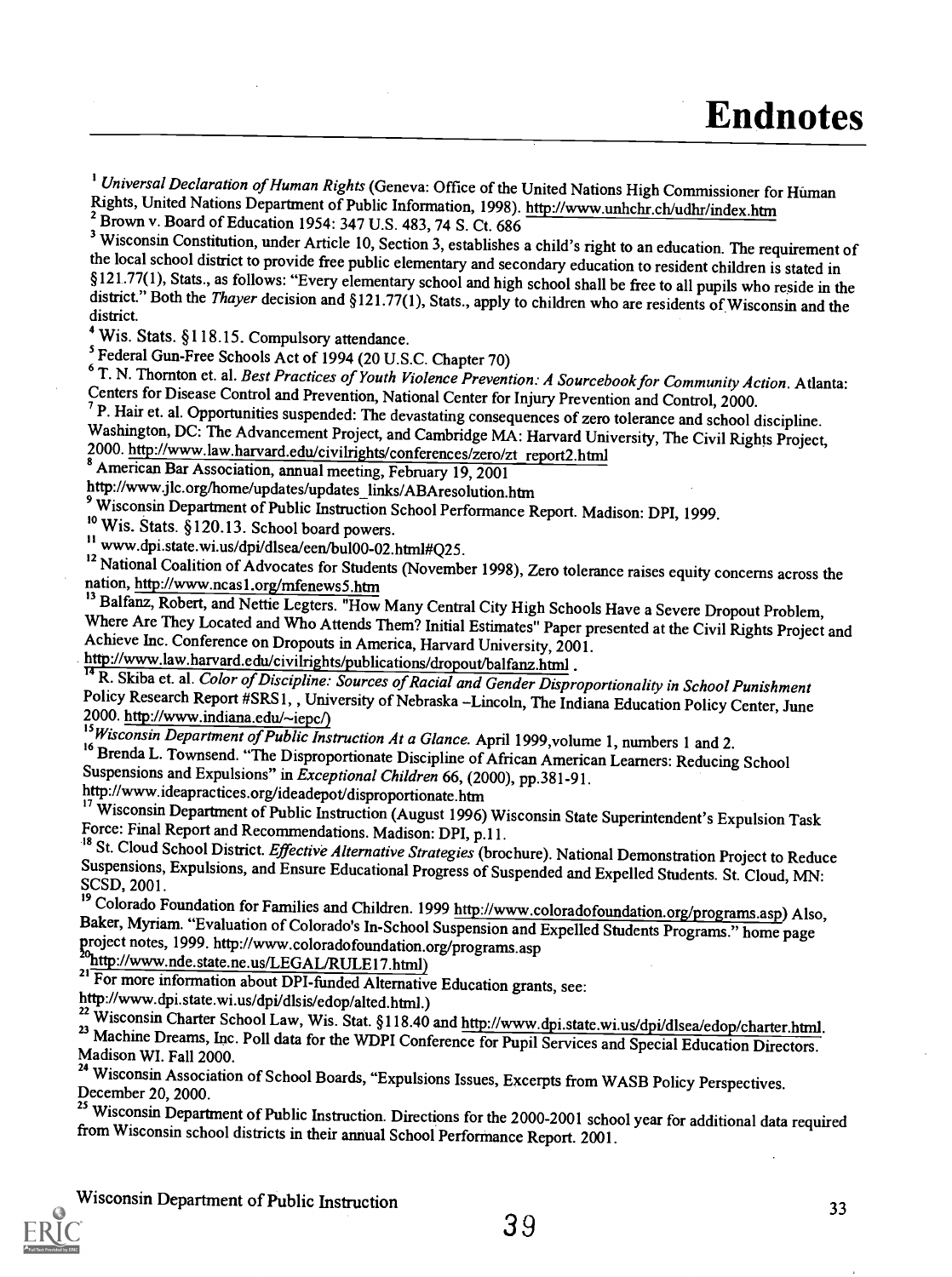# Endnotes

[1] *Universal Declaration of Human Rights* (Geneva: Office of the United Nations High Commissioner for Human Rights, United Nations Department of Public Information, 1998). http://www.unhchr.ch/udhr/index.htm

[2] Brown v. Board of Education 1954: 347 U.S. 483, 74 S. Ct. 686

[3] Wisconsin Constitution, under Article 10, Section 3, establishes a child's right to an education. The requirement of the local school district to provide free public elementary and secondary education to resident children is stated in §121.77(1), Stats., as follows: "Every elementary school and high school shall be free to all pupils who reside in the district." Both the *Thayer* decision and §121.77(1), Stats., apply to children who are residents of Wisconsin and the district.

[4] Wis. Stats. §118.15. Compulsory attendance.

[5] Federal Gun-Free Schools Act of 1994 (20 U.S.C. Chapter 70)

[6] T. N. Thornton et. al. *Best Practices of Youth Violence Prevention: A Sourcebook for Community Action*. Atlanta: Centers for Disease Control and Prevention, National Center for Injury Prevention and Control, 2000.

[7] P. Hair et. al. Opportunities suspended: The devastating consequences of zero tolerance and school discipline. Washington, DC: The Advancement Project, and Cambridge MA: Harvard University, The Civil Rights Project, 2000. http://www.law.harvard.edu/civilrights/conferences/zero/zt_report2.html

[8] American Bar Association, annual meeting, February 19, 2001 http://www.jlc.org/home/updates/updates_links/ABAresolution.htm

[9] Wisconsin Department of Public Instruction School Performance Report. Madison: DPI, 1999.

[10] Wis. Stats. §120.13. School board powers.

[11] www.dpi.state.wi.us/dpi/dlsea/een/bul00-02.html#Q25.

[12] National Coalition of Advocates for Students (November 1998), Zero tolerance raises equity concerns across the nation, http://www.ncas1.org/mfenews5.htm

[13] Balfanz, Robert, and Nettie Legters. "How Many Central City High Schools Have a Severe Dropout Problem, Where Are They Located and Who Attends Them? Initial Estimates" Paper presented at the Civil Rights Project and Achieve Inc. Conference on Dropouts in America, Harvard University, 2001. http://www.law.harvard.edu/civilrights/publications/dropout/balfanz.html .

[14] R. Skiba et. al. *Color of Discipline: Sources of Racial and Gender Disproportionality in School Punishment* Policy Research Report #SRS1, , University of Nebraska –Lincoln, The Indiana Education Policy Center, June 2000. http://www.indiana.edu/~iepc/)

[15] *Wisconsin Department of Public Instruction At a Glance*. April 1999,volume 1, numbers 1 and 2.

[16] Brenda L. Townsend. "The Disproportionate Discipline of African American Learners: Reducing School Suspensions and Expulsions" in *Exceptional Children* 66, (2000), pp.381-91. http://www.ideapractices.org/ideadepot/disproportionate.htm

[17] Wisconsin Department of Public Instruction (August 1996) Wisconsin State Superintendent's Expulsion Task Force: Final Report and Recommendations. Madison: DPI, p.11.

[18] St. Cloud School District. *Effective Alternative Strategies* (brochure). National Demonstration Project to Reduce Suspensions, Expulsions, and Ensure Educational Progress of Suspended and Expelled Students. St. Cloud, MN: SCSD, 2001.

[19] Colorado Foundation for Families and Children. 1999 http://www.coloradofoundation.org/programs.asp) Also, Baker, Myriam. "Evaluation of Colorado's In-School Suspension and Expelled Students Programs." home page project notes, 1999. http://www.coloradofoundation.org/programs.asp

[20] http://www.nde.state.ne.us/LEGAL/RULE17.html)

[21] For more information about DPI-funded Alternative Education grants, see: http://www.dpi.state.wi.us/dpi/dlsis/edop/alted.html.)

[22] Wisconsin Charter School Law, Wis. Stat. §118.40 and http://www.dpi.state.wi.us/dpi/dlsea/edop/charter.html.

[23] Machine Dreams, Inc. Poll data for the WDPI Conference for Pupil Services and Special Education Directors. Madison WI. Fall 2000.

[24] Wisconsin Association of School Boards, "Expulsions Issues, Excerpts from WASB Policy Perspectives. December 20, 2000.

[25] Wisconsin Department of Public Instruction. Directions for the 2000-2001 school year for additional data required from Wisconsin school districts in their annual School Performance Report. 2001.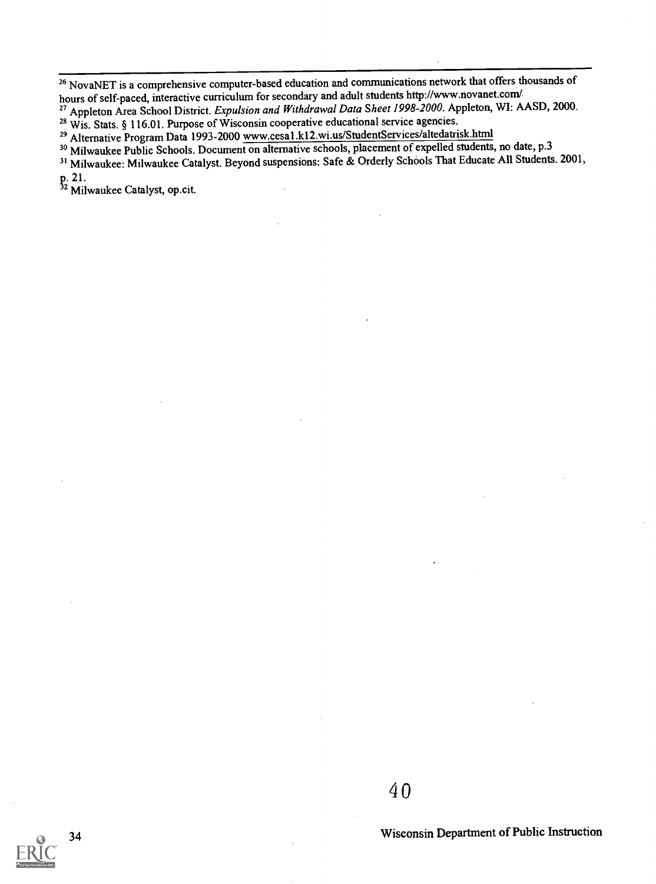[26] NovaNET is a comprehensive computer-based education and communications network that offers thousands of hours of self-paced, interactive curriculum for secondary and adult students http://www.novanet.com/

[27] Appleton Area School District. *Expulsion and Withdrawal Data Sheet 1998-2000*. Appleton, WI: AASD, 2000.

[28] Wis. Stats. § 116.01. Purpose of Wisconsin cooperative educational service agencies.

[29] Alternative Program Data 1993-2000 www.cesa1.k12.wi.us/StudentServices/altedatrisk.html

[30] Milwaukee Public Schools. Document on alternative schools, placement of expelled students, no date, p.3

[31] Milwaukee: Milwaukee Catalyst. Beyond suspensions: Safe & Orderly Schools That Educate All Students. 2001, p. 21.

[32] Milwaukee Catalyst, op.cit.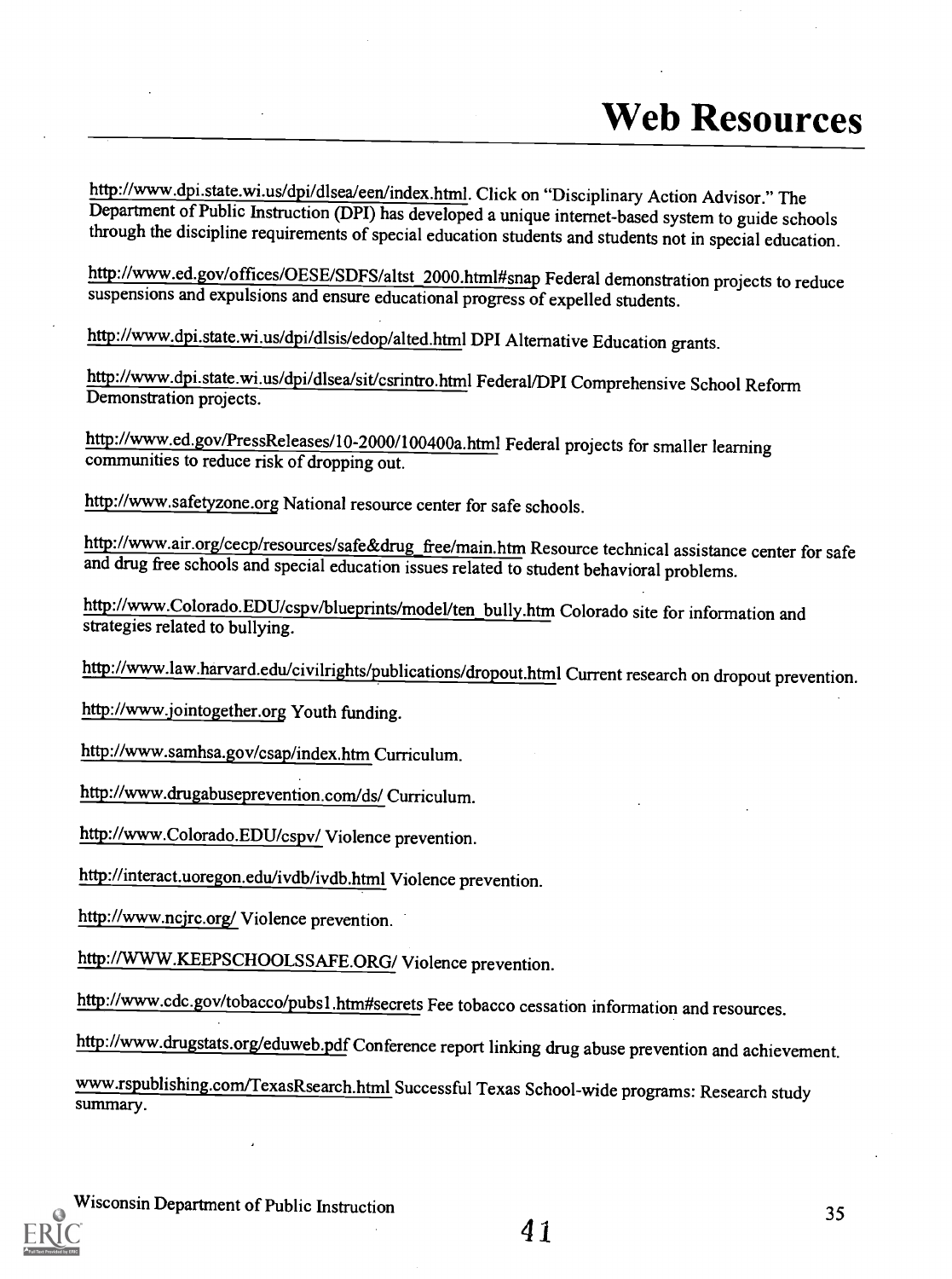# Web Resources

http://www.dpi.state.wi.us/dpi/dlsea/een/index.html. Click on "Disciplinary Action Advisor." The Department of Public Instruction (DPI) has developed a unique internet-based system to guide schools through the discipline requirements of special education students and students not in special education.

http://www.ed.gov/offices/OESE/SDFS/altst_2000.html#snap Federal demonstration projects to reduce suspensions and expulsions and ensure educational progress of expelled students.

http://www.dpi.state.wi.us/dpi/dlsis/edop/alted.html DPI Alternative Education grants.

http://www.dpi.state.wi.us/dpi/dlsea/sit/csrintro.html Federal/DPI Comprehensive School Reform Demonstration projects.

http://www.ed.gov/PressReleases/10-2000/100400a.html Federal projects for smaller learning communities to reduce risk of dropping out.

http://www.safetyzone.org National resource center for safe schools.

http://www.air.org/cecp/resources/safe&drug_free/main.htm Resource technical assistance center for safe and drug free schools and special education issues related to student behavioral problems.

http://www.Colorado.EDU/cspv/blueprints/model/ten_bully.htm Colorado site for information and strategies related to bullying.

http://www.law.harvard.edu/civilrights/publications/dropout.html Current research on dropout prevention.

http://www.jointogether.org Youth funding.

http://www.samhsa.gov/csap/index.htm Curriculum.

http://www.drugabuseprevention.com/ds/ Curriculum.

http://www.Colorado.EDU/cspv/ Violence prevention.

http://interact.uoregon.edu/ivdb/ivdb.html Violence prevention.

http://www.ncjrc.org/ Violence prevention.

http://WWW.KEEPSCHOOLSSAFE.ORG/ Violence prevention.

http://www.cdc.gov/tobacco/pubs1.htm#secrets Fee tobacco cessation information and resources.

http://www.drugstats.org/eduweb.pdf Conference report linking drug abuse prevention and achievement.

www.rspublishing.com/TexasRsearch.html Successful Texas School-wide programs: Research study summary.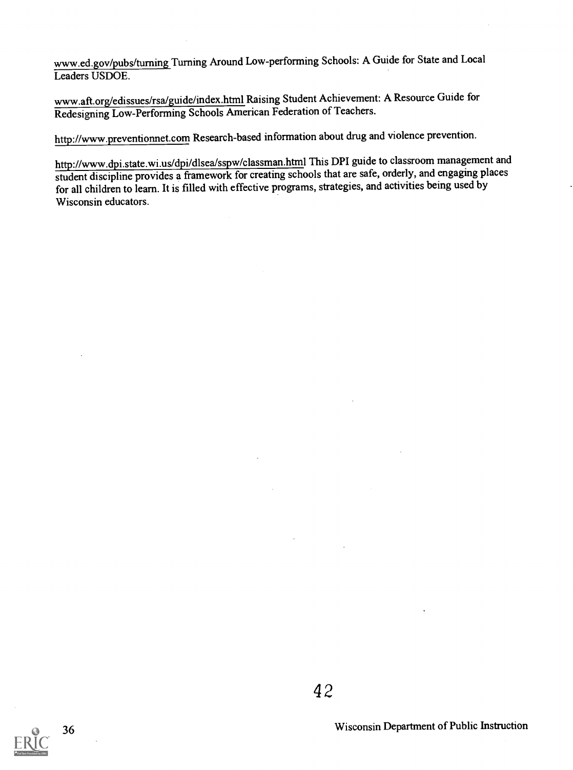www.ed.gov/pubs/turning Turning Around Low-performing Schools: A Guide for State and Local Leaders USDOE.

www.aft.org/edissues/rsa/guide/index.html Raising Student Achievement: A Resource Guide for Redesigning Low-Performing Schools American Federation of Teachers.

http://www.preventionnet.com Research-based information about drug and violence prevention.

http://www.dpi.state.wi.us/dpi/dlsea/sspw/classman.html This DPI guide to classroom management and student discipline provides a framework for creating schools that are safe, orderly, and engaging places for all children to learn. It is filled with effective programs, strategies, and activities being used by Wisconsin educators.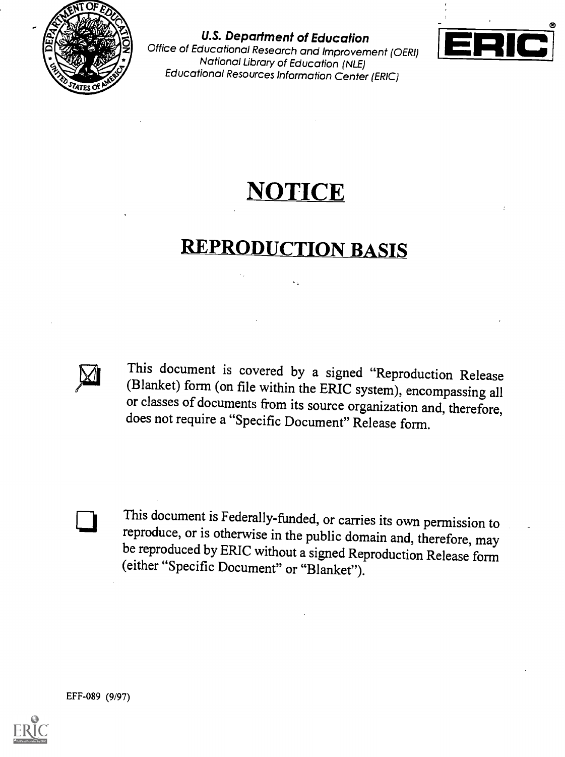**U.S. Department of Education**
*Office of Educational Research and Improvement (OERI)*
*National Library of Education (NLE)*
*Educational Resources Information Center (ERIC)*

ERIC®

# NOTICE

## REPRODUCTION BASIS

☒ This document is covered by a signed "Reproduction Release (Blanket) form (on file within the ERIC system), encompassing all or classes of documents from its source organization and, therefore, does not require a "Specific Document" Release form.

☐ This document is Federally-funded, or carries its own permission to reproduce, or is otherwise in the public domain and, therefore, may be reproduced by ERIC without a signed Reproduction Release form (either "Specific Document" or "Blanket").

EFF-089 (9/97)